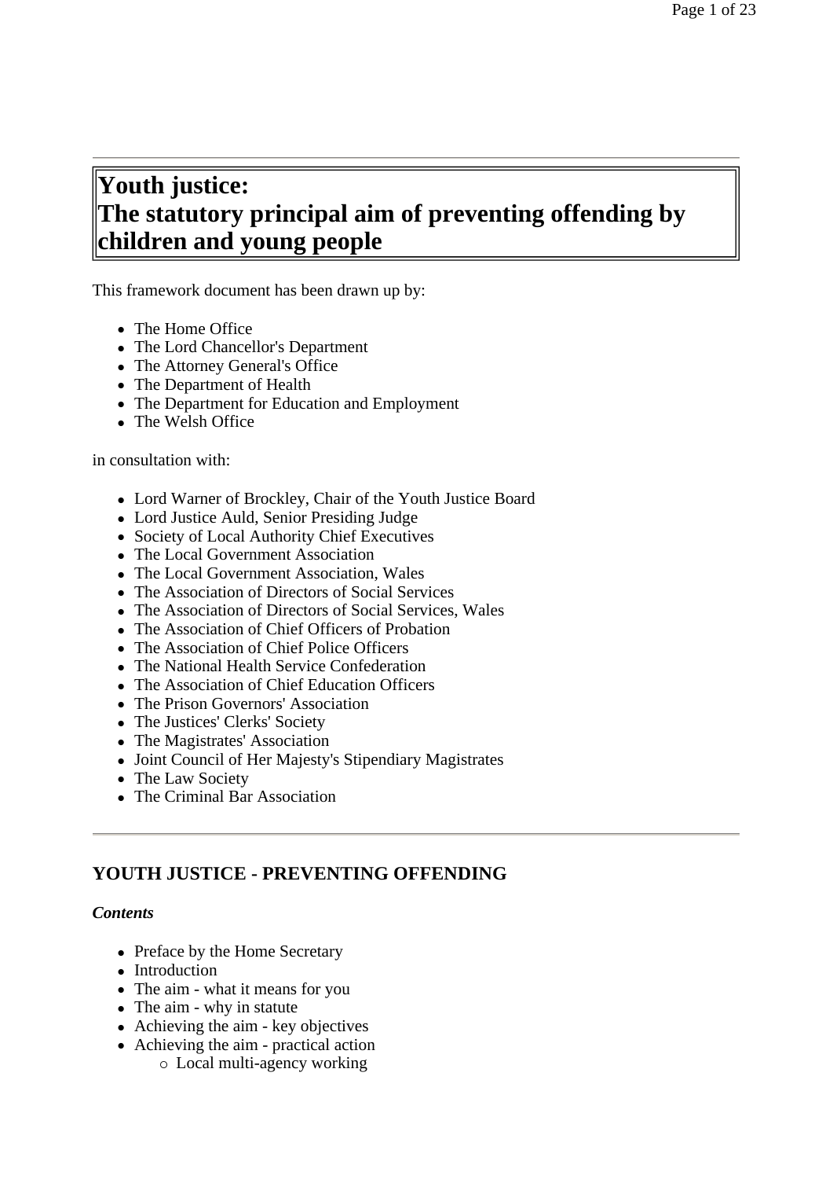# Youth justice:
# The statutory principal aim of preventing offending by children and young people

This framework document has been drawn up by:

- The Home Office
- The Lord Chancellor's Department
- The Attorney General's Office
- The Department of Health
- The Department for Education and Employment
- The Welsh Office

in consultation with:

- Lord Warner of Brockley, Chair of the Youth Justice Board
- Lord Justice Auld, Senior Presiding Judge
- Society of Local Authority Chief Executives
- The Local Government Association
- The Local Government Association, Wales
- The Association of Directors of Social Services
- The Association of Directors of Social Services, Wales
- The Association of Chief Officers of Probation
- The Association of Chief Police Officers
- The National Health Service Confederation
- The Association of Chief Education Officers
- The Prison Governors' Association
- The Justices' Clerks' Society
- The Magistrates' Association
- Joint Council of Her Majesty's Stipendiary Magistrates
- The Law Society
- The Criminal Bar Association

---

## YOUTH JUSTICE - PREVENTING OFFENDING

***Contents***

- Preface by the Home Secretary
- Introduction
- The aim - what it means for you
- The aim - why in statute
- Achieving the aim - key objectives
- Achieving the aim - practical action
    - Local multi-agency working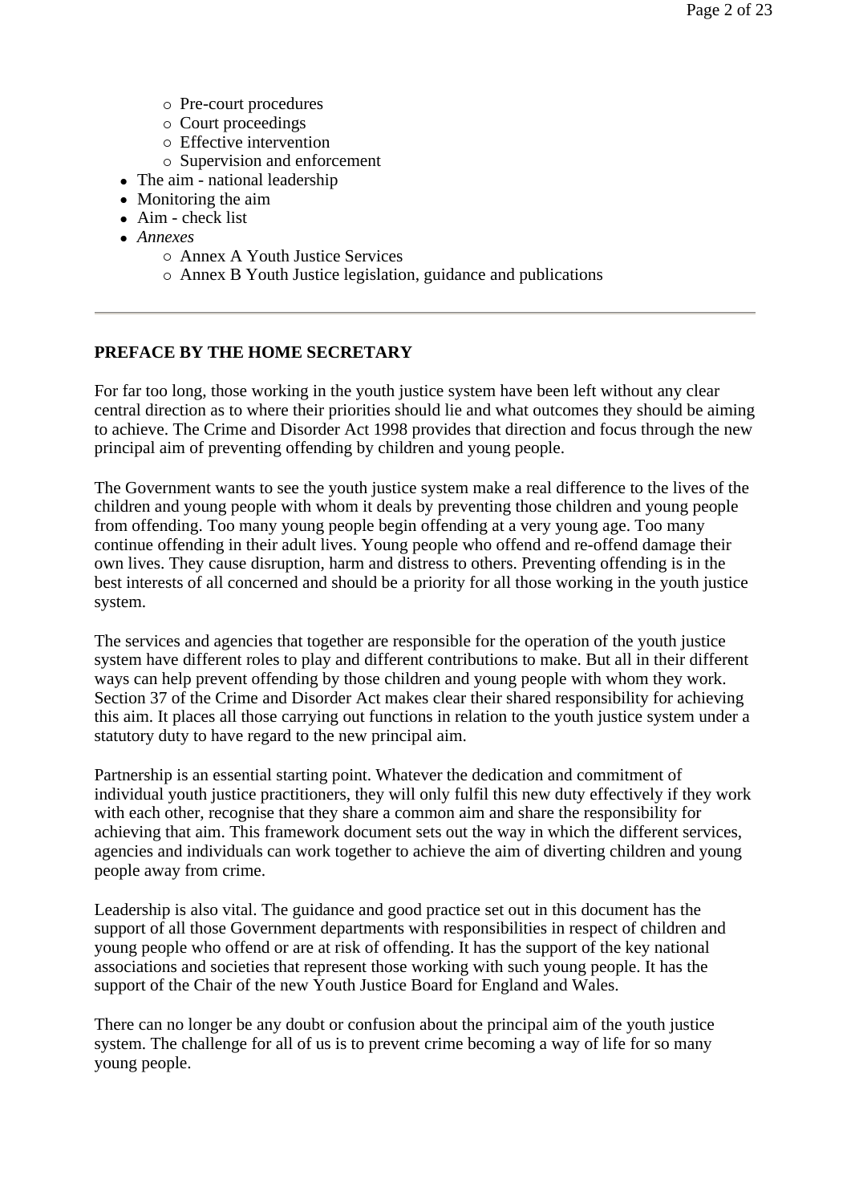- Pre-court procedures
  - Court proceedings
  - Effective intervention
  - Supervision and enforcement
- The aim - national leadership
- Monitoring the aim
- Aim - check list
- *Annexes*
  - Annex A Youth Justice Services
  - Annex B Youth Justice legislation, guidance and publications

---

**PREFACE BY THE HOME SECRETARY**

For far too long, those working in the youth justice system have been left without any clear central direction as to where their priorities should lie and what outcomes they should be aiming to achieve. The Crime and Disorder Act 1998 provides that direction and focus through the new principal aim of preventing offending by children and young people.

The Government wants to see the youth justice system make a real difference to the lives of the children and young people with whom it deals by preventing those children and young people from offending. Too many young people begin offending at a very young age. Too many continue offending in their adult lives. Young people who offend and re-offend damage their own lives. They cause disruption, harm and distress to others. Preventing offending is in the best interests of all concerned and should be a priority for all those working in the youth justice system.

The services and agencies that together are responsible for the operation of the youth justice system have different roles to play and different contributions to make. But all in their different ways can help prevent offending by those children and young people with whom they work. Section 37 of the Crime and Disorder Act makes clear their shared responsibility for achieving this aim. It places all those carrying out functions in relation to the youth justice system under a statutory duty to have regard to the new principal aim.

Partnership is an essential starting point. Whatever the dedication and commitment of individual youth justice practitioners, they will only fulfil this new duty effectively if they work with each other, recognise that they share a common aim and share the responsibility for achieving that aim. This framework document sets out the way in which the different services, agencies and individuals can work together to achieve the aim of diverting children and young people away from crime.

Leadership is also vital. The guidance and good practice set out in this document has the support of all those Government departments with responsibilities in respect of children and young people who offend or are at risk of offending. It has the support of the key national associations and societies that represent those working with such young people. It has the support of the Chair of the new Youth Justice Board for England and Wales.

There can no longer be any doubt or confusion about the principal aim of the youth justice system. The challenge for all of us is to prevent crime becoming a way of life for so many young people.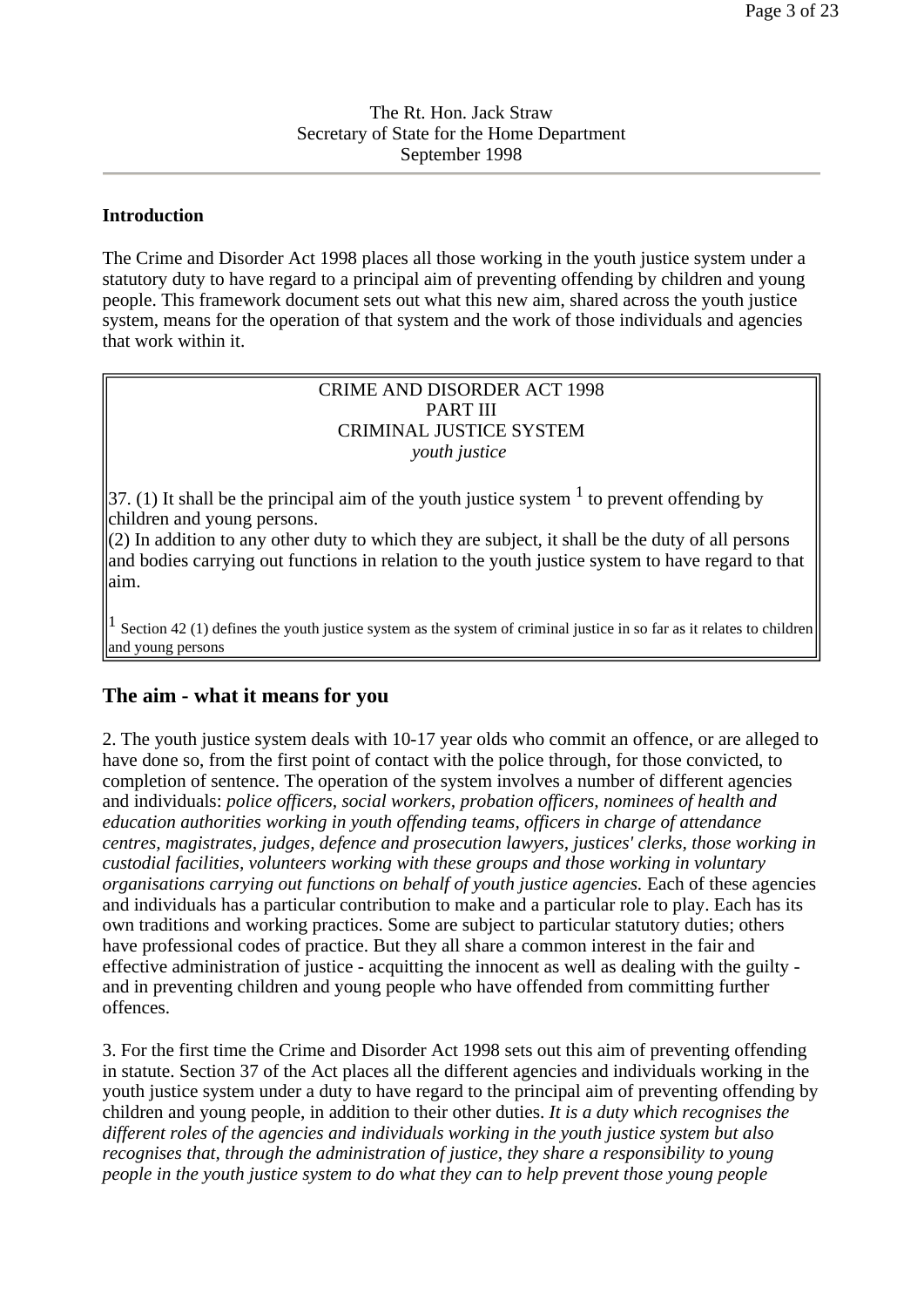The Rt. Hon. Jack Straw
Secretary of State for the Home Department
September 1998

---

**Introduction**

The Crime and Disorder Act 1998 places all those working in the youth justice system under a statutory duty to have regard to a principal aim of preventing offending by children and young people. This framework document sets out what this new aim, shared across the youth justice system, means for the operation of that system and the work of those individuals and agencies that work within it.

> CRIME AND DISORDER ACT 1998
> PART III
> CRIMINAL JUSTICE SYSTEM
> *youth justice*
>
> 37. (1) It shall be the principal aim of the youth justice system [1] to prevent offending by children and young persons.
> (2) In addition to any other duty to which they are subject, it shall be the duty of all persons and bodies carrying out functions in relation to the youth justice system to have regard to that aim.
>
> [1] Section 42 (1) defines the youth justice system as the system of criminal justice in so far as it relates to children and young persons

## The aim - what it means for you

2. The youth justice system deals with 10-17 year olds who commit an offence, or are alleged to have done so, from the first point of contact with the police through, for those convicted, to completion of sentence. The operation of the system involves a number of different agencies and individuals: *police officers, social workers, probation officers, nominees of health and education authorities working in youth offending teams, officers in charge of attendance centres, magistrates, judges, defence and prosecution lawyers, justices' clerks, those working in custodial facilities, volunteers working with these groups and those working in voluntary organisations carrying out functions on behalf of youth justice agencies.* Each of these agencies and individuals has a particular contribution to make and a particular role to play. Each has its own traditions and working practices. Some are subject to particular statutory duties; others have professional codes of practice. But they all share a common interest in the fair and effective administration of justice - acquitting the innocent as well as dealing with the guilty - and in preventing children and young people who have offended from committing further offences.

3. For the first time the Crime and Disorder Act 1998 sets out this aim of preventing offending in statute. Section 37 of the Act places all the different agencies and individuals working in the youth justice system under a duty to have regard to the principal aim of preventing offending by children and young people, in addition to their other duties. *It is a duty which recognises the different roles of the agencies and individuals working in the youth justice system but also recognises that, through the administration of justice, they share a responsibility to young people in the youth justice system to do what they can to help prevent those young people*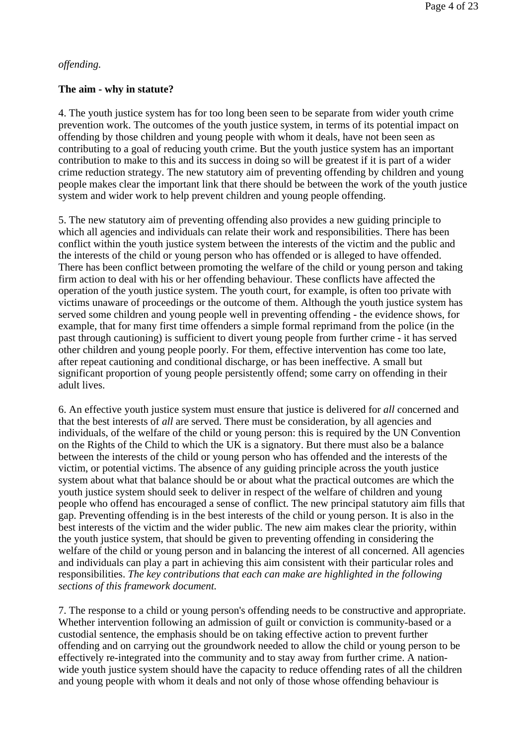*offending.*

**The aim - why in statute?**

4. The youth justice system has for too long been seen to be separate from wider youth crime prevention work. The outcomes of the youth justice system, in terms of its potential impact on offending by those children and young people with whom it deals, have not been seen as contributing to a goal of reducing youth crime. But the youth justice system has an important contribution to make to this and its success in doing so will be greatest if it is part of a wider crime reduction strategy. The new statutory aim of preventing offending by children and young people makes clear the important link that there should be between the work of the youth justice system and wider work to help prevent children and young people offending.

5. The new statutory aim of preventing offending also provides a new guiding principle to which all agencies and individuals can relate their work and responsibilities. There has been conflict within the youth justice system between the interests of the victim and the public and the interests of the child or young person who has offended or is alleged to have offended. There has been conflict between promoting the welfare of the child or young person and taking firm action to deal with his or her offending behaviour. These conflicts have affected the operation of the youth justice system. The youth court, for example, is often too private with victims unaware of proceedings or the outcome of them. Although the youth justice system has served some children and young people well in preventing offending - the evidence shows, for example, that for many first time offenders a simple formal reprimand from the police (in the past through cautioning) is sufficient to divert young people from further crime - it has served other children and young people poorly. For them, effective intervention has come too late, after repeat cautioning and conditional discharge, or has been ineffective. A small but significant proportion of young people persistently offend; some carry on offending in their adult lives.

6. An effective youth justice system must ensure that justice is delivered for *all* concerned and that the best interests of *all* are served. There must be consideration, by all agencies and individuals, of the welfare of the child or young person: this is required by the UN Convention on the Rights of the Child to which the UK is a signatory. But there must also be a balance between the interests of the child or young person who has offended and the interests of the victim, or potential victims. The absence of any guiding principle across the youth justice system about what that balance should be or about what the practical outcomes are which the youth justice system should seek to deliver in respect of the welfare of children and young people who offend has encouraged a sense of conflict. The new principal statutory aim fills that gap. Preventing offending is in the best interests of the child or young person. It is also in the best interests of the victim and the wider public. The new aim makes clear the priority, within the youth justice system, that should be given to preventing offending in considering the welfare of the child or young person and in balancing the interest of all concerned. All agencies and individuals can play a part in achieving this aim consistent with their particular roles and responsibilities. *The key contributions that each can make are highlighted in the following sections of this framework document.*

7. The response to a child or young person's offending needs to be constructive and appropriate. Whether intervention following an admission of guilt or conviction is community-based or a custodial sentence, the emphasis should be on taking effective action to prevent further offending and on carrying out the groundwork needed to allow the child or young person to be effectively re-integrated into the community and to stay away from further crime. A nation-wide youth justice system should have the capacity to reduce offending rates of all the children and young people with whom it deals and not only of those whose offending behaviour is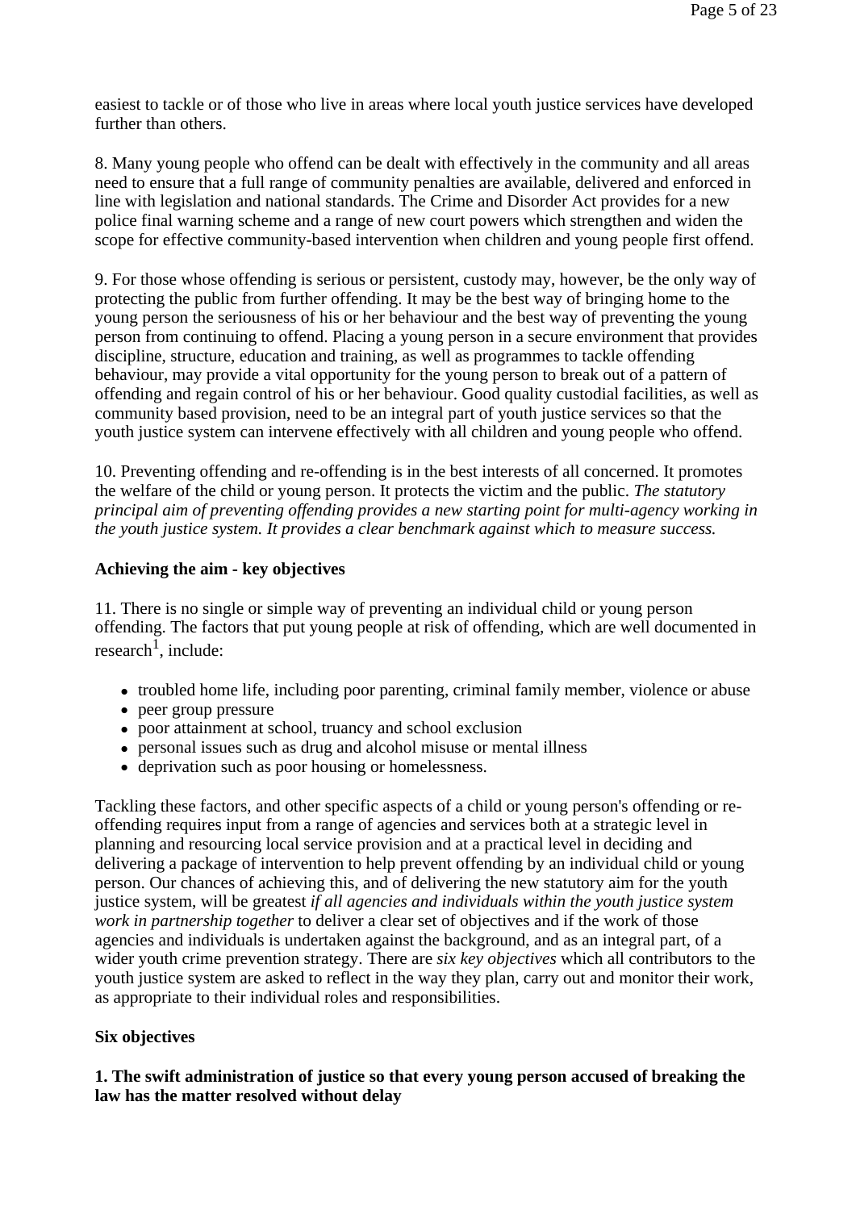easiest to tackle or of those who live in areas where local youth justice services have developed further than others.

8. Many young people who offend can be dealt with effectively in the community and all areas need to ensure that a full range of community penalties are available, delivered and enforced in line with legislation and national standards. The Crime and Disorder Act provides for a new police final warning scheme and a range of new court powers which strengthen and widen the scope for effective community-based intervention when children and young people first offend.

9. For those whose offending is serious or persistent, custody may, however, be the only way of protecting the public from further offending. It may be the best way of bringing home to the young person the seriousness of his or her behaviour and the best way of preventing the young person from continuing to offend. Placing a young person in a secure environment that provides discipline, structure, education and training, as well as programmes to tackle offending behaviour, may provide a vital opportunity for the young person to break out of a pattern of offending and regain control of his or her behaviour. Good quality custodial facilities, as well as community based provision, need to be an integral part of youth justice services so that the youth justice system can intervene effectively with all children and young people who offend.

10. Preventing offending and re-offending is in the best interests of all concerned. It promotes the welfare of the child or young person. It protects the victim and the public. *The statutory principal aim of preventing offending provides a new starting point for multi-agency working in the youth justice system. It provides a clear benchmark against which to measure success.*

**Achieving the aim - key objectives**

11. There is no single or simple way of preventing an individual child or young person offending. The factors that put young people at risk of offending, which are well documented in research[1], include:

- troubled home life, including poor parenting, criminal family member, violence or abuse
- peer group pressure
- poor attainment at school, truancy and school exclusion
- personal issues such as drug and alcohol misuse or mental illness
- deprivation such as poor housing or homelessness.

Tackling these factors, and other specific aspects of a child or young person's offending or re-offending requires input from a range of agencies and services both at a strategic level in planning and resourcing local service provision and at a practical level in deciding and delivering a package of intervention to help prevent offending by an individual child or young person. Our chances of achieving this, and of delivering the new statutory aim for the youth justice system, will be greatest *if all agencies and individuals within the youth justice system work in partnership together* to deliver a clear set of objectives and if the work of those agencies and individuals is undertaken against the background, and as an integral part, of a wider youth crime prevention strategy. There are *six key objectives* which all contributors to the youth justice system are asked to reflect in the way they plan, carry out and monitor their work, as appropriate to their individual roles and responsibilities.

**Six objectives**

**1. The swift administration of justice so that every young person accused of breaking the law has the matter resolved without delay**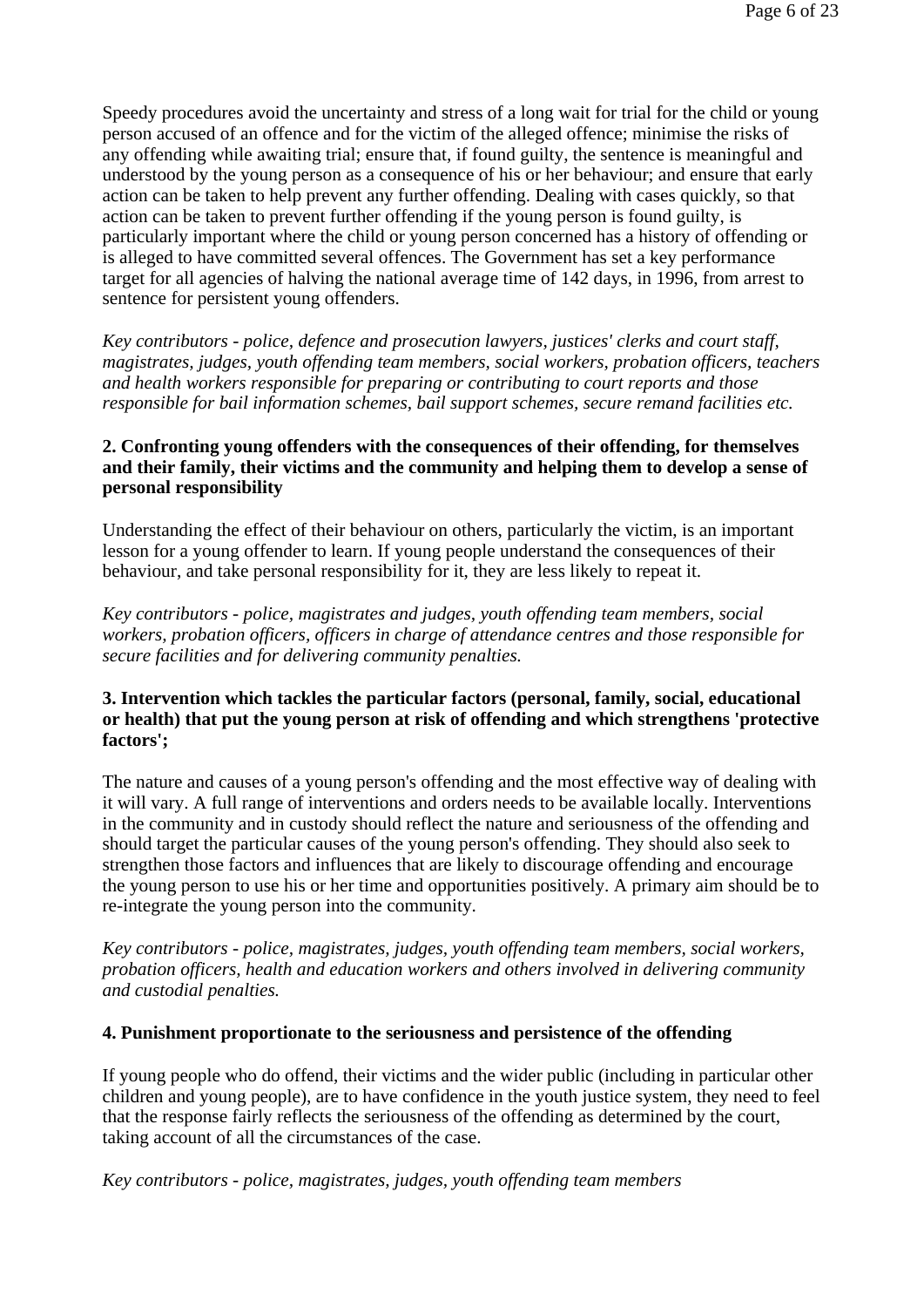Speedy procedures avoid the uncertainty and stress of a long wait for trial for the child or young person accused of an offence and for the victim of the alleged offence; minimise the risks of any offending while awaiting trial; ensure that, if found guilty, the sentence is meaningful and understood by the young person as a consequence of his or her behaviour; and ensure that early action can be taken to help prevent any further offending. Dealing with cases quickly, so that action can be taken to prevent further offending if the young person is found guilty, is particularly important where the child or young person concerned has a history of offending or is alleged to have committed several offences. The Government has set a key performance target for all agencies of halving the national average time of 142 days, in 1996, from arrest to sentence for persistent young offenders.

*Key contributors - police, defence and prosecution lawyers, justices' clerks and court staff, magistrates, judges, youth offending team members, social workers, probation officers, teachers and health workers responsible for preparing or contributing to court reports and those responsible for bail information schemes, bail support schemes, secure remand facilities etc.*

**2. Confronting young offenders with the consequences of their offending, for themselves and their family, their victims and the community and helping them to develop a sense of personal responsibility**

Understanding the effect of their behaviour on others, particularly the victim, is an important lesson for a young offender to learn. If young people understand the consequences of their behaviour, and take personal responsibility for it, they are less likely to repeat it.

*Key contributors - police, magistrates and judges, youth offending team members, social workers, probation officers, officers in charge of attendance centres and those responsible for secure facilities and for delivering community penalties.*

**3. Intervention which tackles the particular factors (personal, family, social, educational or health) that put the young person at risk of offending and which strengthens 'protective factors';**

The nature and causes of a young person's offending and the most effective way of dealing with it will vary. A full range of interventions and orders needs to be available locally. Interventions in the community and in custody should reflect the nature and seriousness of the offending and should target the particular causes of the young person's offending. They should also seek to strengthen those factors and influences that are likely to discourage offending and encourage the young person to use his or her time and opportunities positively. A primary aim should be to re-integrate the young person into the community.

*Key contributors - police, magistrates, judges, youth offending team members, social workers, probation officers, health and education workers and others involved in delivering community and custodial penalties.*

**4. Punishment proportionate to the seriousness and persistence of the offending**

If young people who do offend, their victims and the wider public (including in particular other children and young people), are to have confidence in the youth justice system, they need to feel that the response fairly reflects the seriousness of the offending as determined by the court, taking account of all the circumstances of the case.

*Key contributors - police, magistrates, judges, youth offending team members*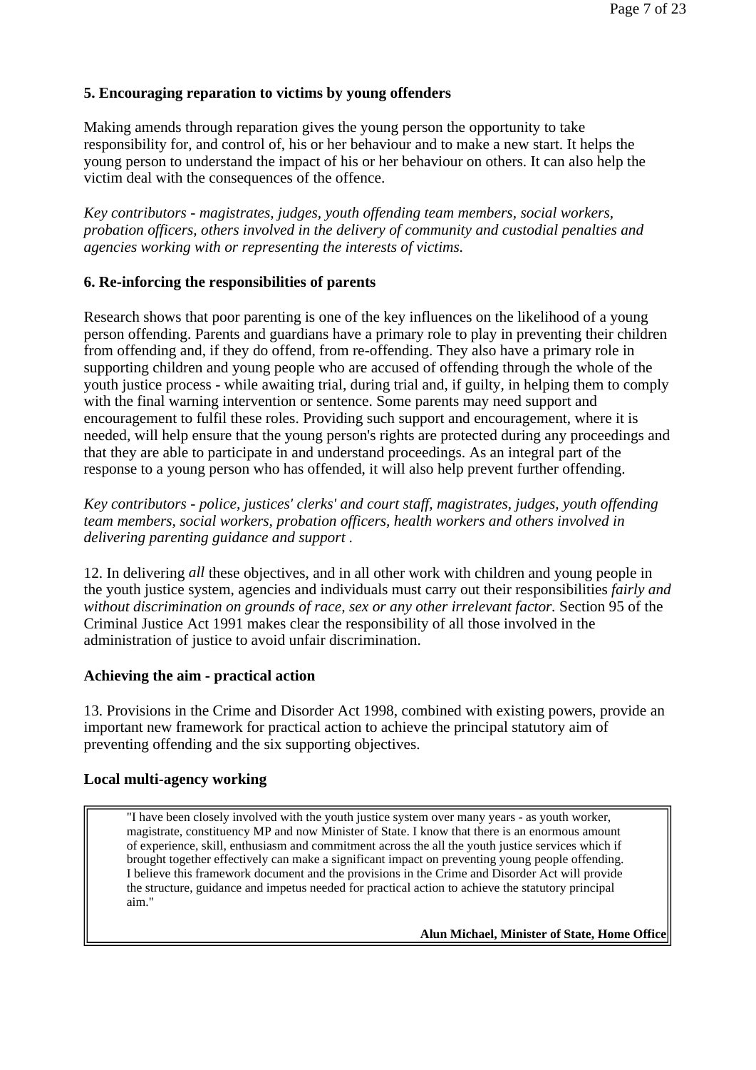**5. Encouraging reparation to victims by young offenders**

Making amends through reparation gives the young person the opportunity to take responsibility for, and control of, his or her behaviour and to make a new start. It helps the young person to understand the impact of his or her behaviour on others. It can also help the victim deal with the consequences of the offence.

*Key contributors - magistrates, judges, youth offending team members, social workers, probation officers, others involved in the delivery of community and custodial penalties and agencies working with or representing the interests of victims.*

**6. Re-inforcing the responsibilities of parents**

Research shows that poor parenting is one of the key influences on the likelihood of a young person offending. Parents and guardians have a primary role to play in preventing their children from offending and, if they do offend, from re-offending. They also have a primary role in supporting children and young people who are accused of offending through the whole of the youth justice process - while awaiting trial, during trial and, if guilty, in helping them to comply with the final warning intervention or sentence. Some parents may need support and encouragement to fulfil these roles. Providing such support and encouragement, where it is needed, will help ensure that the young person's rights are protected during any proceedings and that they are able to participate in and understand proceedings. As an integral part of the response to a young person who has offended, it will also help prevent further offending.

*Key contributors - police, justices' clerks' and court staff, magistrates, judges, youth offending team members, social workers, probation officers, health workers and others involved in delivering parenting guidance and support .*

12. In delivering *all* these objectives, and in all other work with children and young people in the youth justice system, agencies and individuals must carry out their responsibilities *fairly and without discrimination on grounds of race, sex or any other irrelevant factor.* Section 95 of the Criminal Justice Act 1991 makes clear the responsibility of all those involved in the administration of justice to avoid unfair discrimination.

**Achieving the aim - practical action**

13. Provisions in the Crime and Disorder Act 1998, combined with existing powers, provide an important new framework for practical action to achieve the principal statutory aim of preventing offending and the six supporting objectives.

**Local multi-agency working**

> "I have been closely involved with the youth justice system over many years - as youth worker, magistrate, constituency MP and now Minister of State. I know that there is an enormous amount of experience, skill, enthusiasm and commitment across the all the youth justice services which if brought together effectively can make a significant impact on preventing young people offending. I believe this framework document and the provisions in the Crime and Disorder Act will provide the structure, guidance and impetus needed for practical action to achieve the statutory principal aim."
>
> **Alun Michael, Minister of State, Home Office**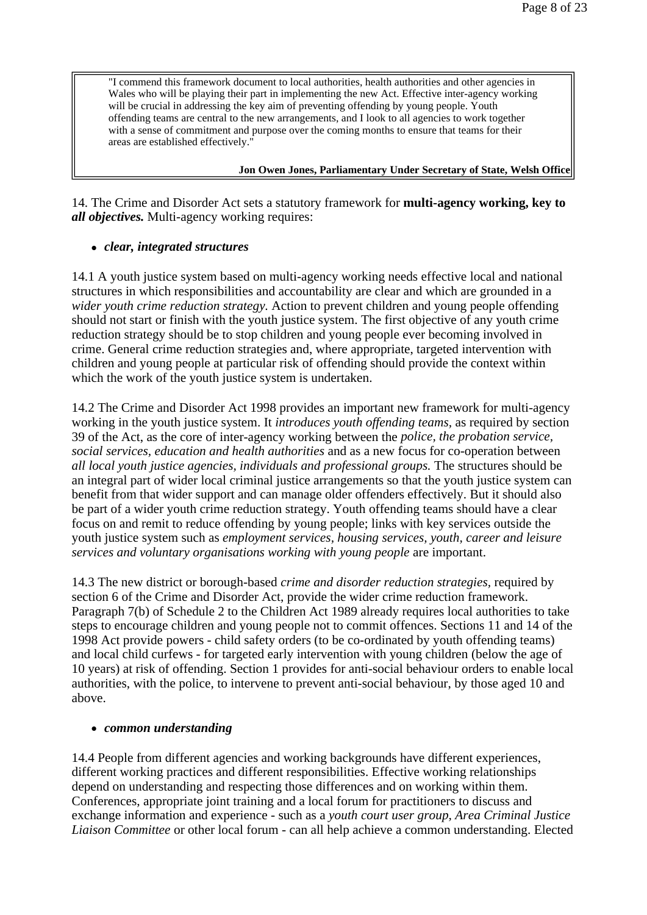> "I commend this framework document to local authorities, health authorities and other agencies in Wales who will be playing their part in implementing the new Act. Effective inter-agency working will be crucial in addressing the key aim of preventing offending by young people. Youth offending teams are central to the new arrangements, and I look to all agencies to work together with a sense of commitment and purpose over the coming months to ensure that teams for their areas are established effectively."
>
> **Jon Owen Jones, Parliamentary Under Secretary of State, Welsh Office**

14. The Crime and Disorder Act sets a statutory framework for **multi-agency working, key to *all objectives.*** Multi-agency working requires:

- ***clear, integrated structures***

14.1 A youth justice system based on multi-agency working needs effective local and national structures in which responsibilities and accountability are clear and which are grounded in a *wider youth crime reduction strategy.* Action to prevent children and young people offending should not start or finish with the youth justice system. The first objective of any youth crime reduction strategy should be to stop children and young people ever becoming involved in crime. General crime reduction strategies and, where appropriate, targeted intervention with children and young people at particular risk of offending should provide the context within which the work of the youth justice system is undertaken.

14.2 The Crime and Disorder Act 1998 provides an important new framework for multi-agency working in the youth justice system. It *introduces youth offending teams,* as required by section 39 of the Act, as the core of inter-agency working between the *police, the probation service, social services, education and health authorities* and as a new focus for co-operation between *all local youth justice agencies, individuals and professional groups.* The structures should be an integral part of wider local criminal justice arrangements so that the youth justice system can benefit from that wider support and can manage older offenders effectively. But it should also be part of a wider youth crime reduction strategy. Youth offending teams should have a clear focus on and remit to reduce offending by young people; links with key services outside the youth justice system such as *employment services, housing services, youth, career and leisure services and voluntary organisations working with young people* are important.

14.3 The new district or borough-based *crime and disorder reduction strategies,* required by section 6 of the Crime and Disorder Act, provide the wider crime reduction framework. Paragraph 7(b) of Schedule 2 to the Children Act 1989 already requires local authorities to take steps to encourage children and young people not to commit offences. Sections 11 and 14 of the 1998 Act provide powers - child safety orders (to be co-ordinated by youth offending teams) and local child curfews - for targeted early intervention with young children (below the age of 10 years) at risk of offending. Section 1 provides for anti-social behaviour orders to enable local authorities, with the police, to intervene to prevent anti-social behaviour, by those aged 10 and above.

- ***common understanding***

14.4 People from different agencies and working backgrounds have different experiences, different working practices and different responsibilities. Effective working relationships depend on understanding and respecting those differences and on working within them. Conferences, appropriate joint training and a local forum for practitioners to discuss and exchange information and experience - such as a *youth court user group, Area Criminal Justice Liaison Committee* or other local forum - can all help achieve a common understanding. Elected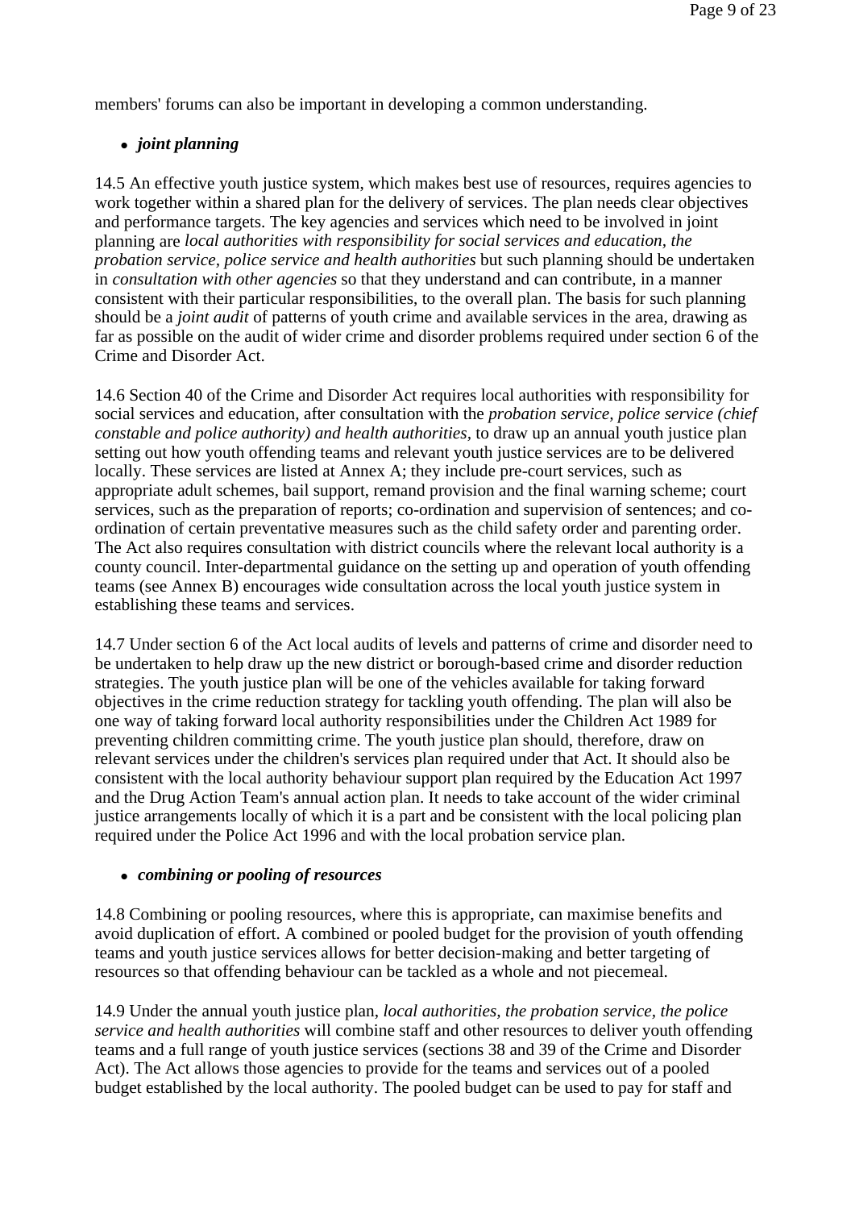members' forums can also be important in developing a common understanding.

- ***joint planning***

14.5 An effective youth justice system, which makes best use of resources, requires agencies to work together within a shared plan for the delivery of services. The plan needs clear objectives and performance targets. The key agencies and services which need to be involved in joint planning are *local authorities with responsibility for social services and education, the probation service, police service and health authorities* but such planning should be undertaken in *consultation with other agencies* so that they understand and can contribute, in a manner consistent with their particular responsibilities, to the overall plan. The basis for such planning should be a *joint audit* of patterns of youth crime and available services in the area, drawing as far as possible on the audit of wider crime and disorder problems required under section 6 of the Crime and Disorder Act.

14.6 Section 40 of the Crime and Disorder Act requires local authorities with responsibility for social services and education, after consultation with the *probation service, police service (chief constable and police authority) and health authorities*, to draw up an annual youth justice plan setting out how youth offending teams and relevant youth justice services are to be delivered locally. These services are listed at Annex A; they include pre-court services, such as appropriate adult schemes, bail support, remand provision and the final warning scheme; court services, such as the preparation of reports; co-ordination and supervision of sentences; and co-ordination of certain preventative measures such as the child safety order and parenting order. The Act also requires consultation with district councils where the relevant local authority is a county council. Inter-departmental guidance on the setting up and operation of youth offending teams (see Annex B) encourages wide consultation across the local youth justice system in establishing these teams and services.

14.7 Under section 6 of the Act local audits of levels and patterns of crime and disorder need to be undertaken to help draw up the new district or borough-based crime and disorder reduction strategies. The youth justice plan will be one of the vehicles available for taking forward objectives in the crime reduction strategy for tackling youth offending. The plan will also be one way of taking forward local authority responsibilities under the Children Act 1989 for preventing children committing crime. The youth justice plan should, therefore, draw on relevant services under the children's services plan required under that Act. It should also be consistent with the local authority behaviour support plan required by the Education Act 1997 and the Drug Action Team's annual action plan. It needs to take account of the wider criminal justice arrangements locally of which it is a part and be consistent with the local policing plan required under the Police Act 1996 and with the local probation service plan.

- ***combining or pooling of resources***

14.8 Combining or pooling resources, where this is appropriate, can maximise benefits and avoid duplication of effort. A combined or pooled budget for the provision of youth offending teams and youth justice services allows for better decision-making and better targeting of resources so that offending behaviour can be tackled as a whole and not piecemeal.

14.9 Under the annual youth justice plan, *local authorities, the probation service, the police service and health authorities* will combine staff and other resources to deliver youth offending teams and a full range of youth justice services (sections 38 and 39 of the Crime and Disorder Act). The Act allows those agencies to provide for the teams and services out of a pooled budget established by the local authority. The pooled budget can be used to pay for staff and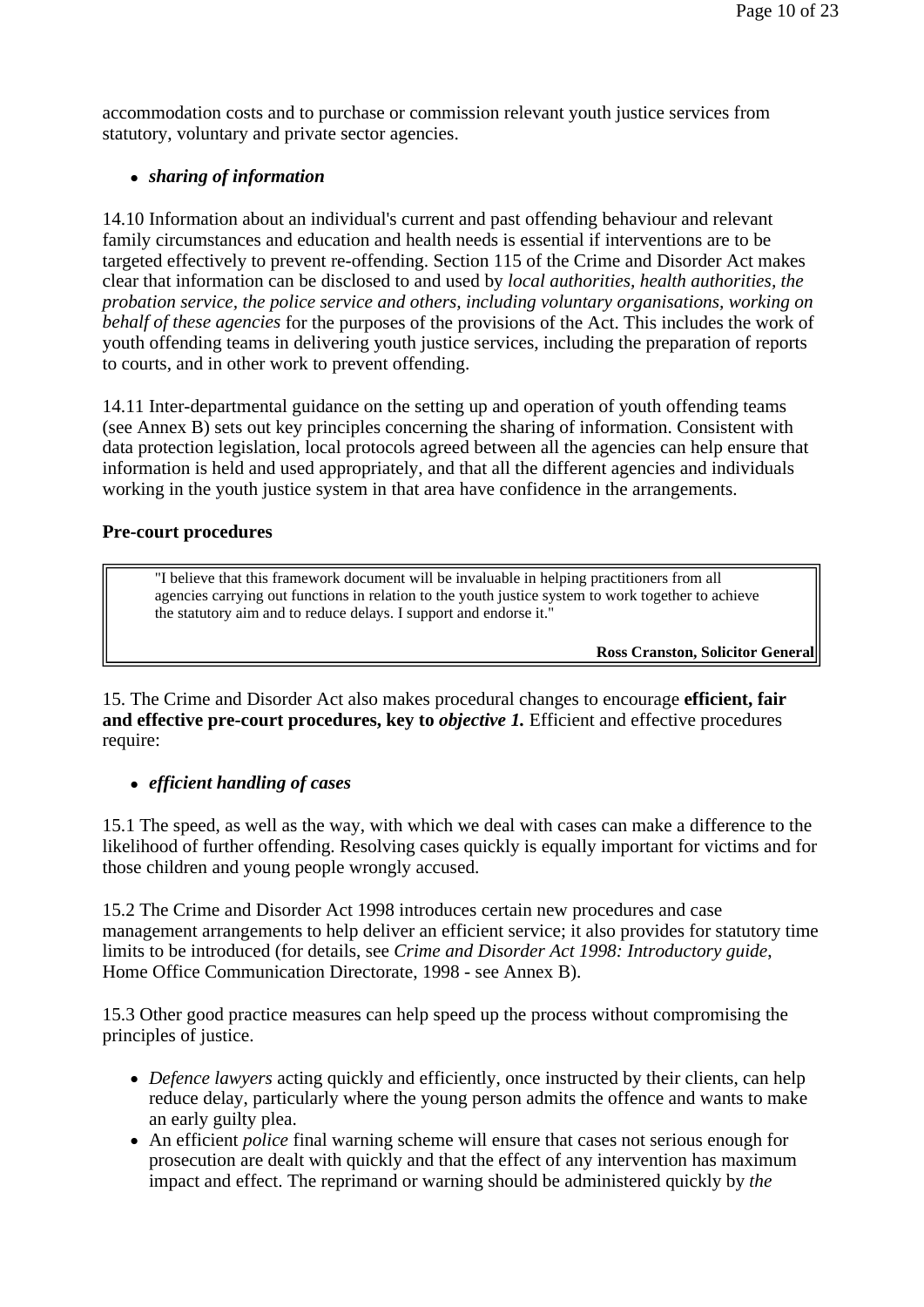accommodation costs and to purchase or commission relevant youth justice services from statutory, voluntary and private sector agencies.

- ***sharing of information***

14.10 Information about an individual's current and past offending behaviour and relevant family circumstances and education and health needs is essential if interventions are to be targeted effectively to prevent re-offending. Section 115 of the Crime and Disorder Act makes clear that information can be disclosed to and used by *local authorities, health authorities, the probation service, the police service and others, including voluntary organisations, working on behalf of these agencies* for the purposes of the provisions of the Act. This includes the work of youth offending teams in delivering youth justice services, including the preparation of reports to courts, and in other work to prevent offending.

14.11 Inter-departmental guidance on the setting up and operation of youth offending teams (see Annex B) sets out key principles concerning the sharing of information. Consistent with data protection legislation, local protocols agreed between all the agencies can help ensure that information is held and used appropriately, and that all the different agencies and individuals working in the youth justice system in that area have confidence in the arrangements.

**Pre-court procedures**

> "I believe that this framework document will be invaluable in helping practitioners from all agencies carrying out functions in relation to the youth justice system to work together to achieve the statutory aim and to reduce delays. I support and endorse it."
>
> **Ross Cranston, Solicitor General**

15. The Crime and Disorder Act also makes procedural changes to encourage **efficient, fair and effective pre-court procedures, key to *objective 1.*** Efficient and effective procedures require:

- ***efficient handling of cases***

15.1 The speed, as well as the way, with which we deal with cases can make a difference to the likelihood of further offending. Resolving cases quickly is equally important for victims and for those children and young people wrongly accused.

15.2 The Crime and Disorder Act 1998 introduces certain new procedures and case management arrangements to help deliver an efficient service; it also provides for statutory time limits to be introduced (for details, see *Crime and Disorder Act 1998: Introductory guide*, Home Office Communication Directorate, 1998 - see Annex B).

15.3 Other good practice measures can help speed up the process without compromising the principles of justice.

- *Defence lawyers* acting quickly and efficiently, once instructed by their clients, can help reduce delay, particularly where the young person admits the offence and wants to make an early guilty plea.
- An efficient *police* final warning scheme will ensure that cases not serious enough for prosecution are dealt with quickly and that the effect of any intervention has maximum impact and effect. The reprimand or warning should be administered quickly by *the*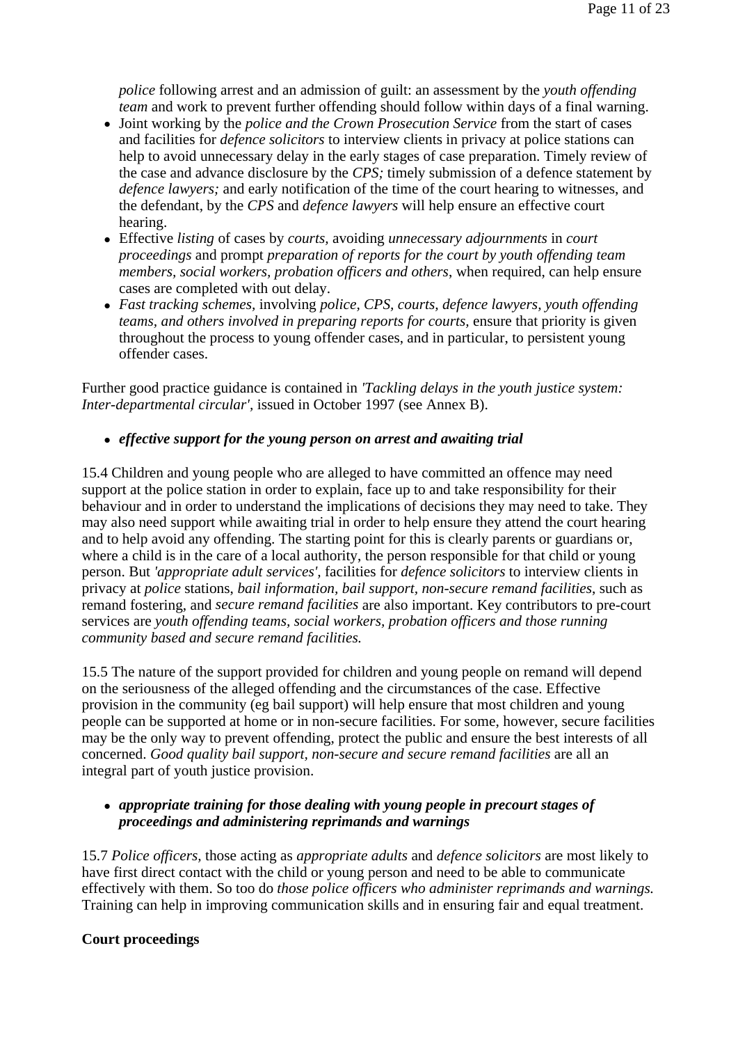*police* following arrest and an admission of guilt: an assessment by the *youth offending team* and work to prevent further offending should follow within days of a final warning.

- Joint working by the *police and the Crown Prosecution Service* from the start of cases and facilities for *defence solicitors* to interview clients in privacy at police stations can help to avoid unnecessary delay in the early stages of case preparation. Timely review of the case and advance disclosure by the *CPS;* timely submission of a defence statement by *defence lawyers;* and early notification of the time of the court hearing to witnesses, and the defendant, by the *CPS* and *defence lawyers* will help ensure an effective court hearing.
- Effective *listing* of cases by *courts,* avoiding *unnecessary adjournments* in *court proceedings* and prompt *preparation of reports for the court by youth offending team members, social workers, probation officers and others*, when required, can help ensure cases are completed with out delay.
- *Fast tracking schemes,* involving *police, CPS, courts, defence lawyers, youth offending teams, and others involved in preparing reports for courts,* ensure that priority is given throughout the process to young offender cases, and in particular, to persistent young offender cases.

Further good practice guidance is contained in *'Tackling delays in the youth justice system: Inter-departmental circular'*, issued in October 1997 (see Annex B).

- ***effective support for the young person on arrest and awaiting trial***

15.4 Children and young people who are alleged to have committed an offence may need support at the police station in order to explain, face up to and take responsibility for their behaviour and in order to understand the implications of decisions they may need to take. They may also need support while awaiting trial in order to help ensure they attend the court hearing and to help avoid any offending. The starting point for this is clearly parents or guardians or, where a child is in the care of a local authority, the person responsible for that child or young person. But *'appropriate adult services',* facilities for *defence solicitors* to interview clients in privacy at *police* stations, *bail information, bail support, non-secure remand facilities,* such as remand fostering, and *secure remand facilities* are also important. Key contributors to pre-court services are *youth offending teams, social workers, probation officers and those running community based and secure remand facilities.*

15.5 The nature of the support provided for children and young people on remand will depend on the seriousness of the alleged offending and the circumstances of the case. Effective provision in the community (eg bail support) will help ensure that most children and young people can be supported at home or in non-secure facilities. For some, however, secure facilities may be the only way to prevent offending, protect the public and ensure the best interests of all concerned. *Good quality bail support, non-secure and secure remand facilities* are all an integral part of youth justice provision.

- ***appropriate training for those dealing with young people in precourt stages of proceedings and administering reprimands and warnings***

15.7 *Police officers,* those acting as *appropriate adults* and *defence solicitors* are most likely to have first direct contact with the child or young person and need to be able to communicate effectively with them. So too do *those police officers who administer reprimands and warnings.* Training can help in improving communication skills and in ensuring fair and equal treatment.

**Court proceedings**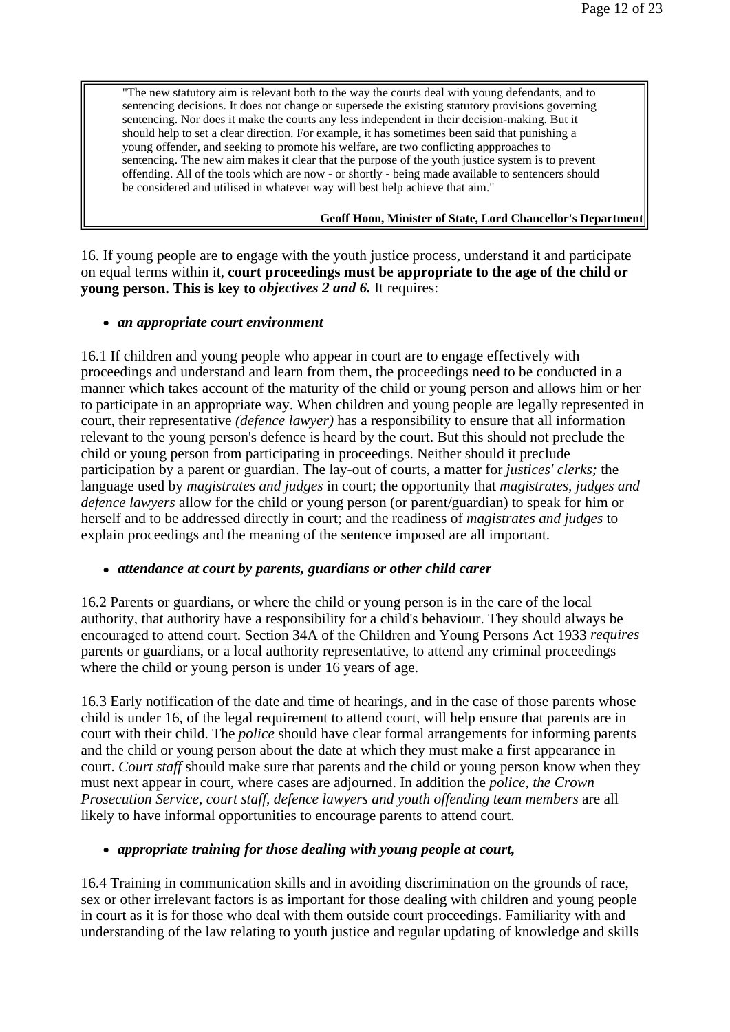> "The new statutory aim is relevant both to the way the courts deal with young defendants, and to sentencing decisions. It does not change or supersede the existing statutory provisions governing sentencing. Nor does it make the courts any less independent in their decision-making. But it should help to set a clear direction. For example, it has sometimes been said that punishing a young offender, and seeking to promote his welfare, are two conflicting appproaches to sentencing. The new aim makes it clear that the purpose of the youth justice system is to prevent offending. All of the tools which are now - or shortly - being made available to sentencers should be considered and utilised in whatever way will best help achieve that aim."
>
> **Geoff Hoon, Minister of State, Lord Chancellor's Department**

16. If young people are to engage with the youth justice process, understand it and participate on equal terms within it, **court proceedings must be appropriate to the age of the child or young person. This is key to *objectives 2 and 6.*** It requires:

- ***an appropriate court environment***

16.1 If children and young people who appear in court are to engage effectively with proceedings and understand and learn from them, the proceedings need to be conducted in a manner which takes account of the maturity of the child or young person and allows him or her to participate in an appropriate way. When children and young people are legally represented in court, their representative *(defence lawyer)* has a responsibility to ensure that all information relevant to the young person's defence is heard by the court. But this should not preclude the child or young person from participating in proceedings. Neither should it preclude participation by a parent or guardian. The lay-out of courts, a matter for *justices' clerks;* the language used by *magistrates and judges* in court; the opportunity that *magistrates, judges and defence lawyers* allow for the child or young person (or parent/guardian) to speak for him or herself and to be addressed directly in court; and the readiness of *magistrates and judges* to explain proceedings and the meaning of the sentence imposed are all important.

- ***attendance at court by parents, guardians or other child carer***

16.2 Parents or guardians, or where the child or young person is in the care of the local authority, that authority have a responsibility for a child's behaviour. They should always be encouraged to attend court. Section 34A of the Children and Young Persons Act 1933 *requires* parents or guardians, or a local authority representative, to attend any criminal proceedings where the child or young person is under 16 years of age.

16.3 Early notification of the date and time of hearings, and in the case of those parents whose child is under 16, of the legal requirement to attend court, will help ensure that parents are in court with their child. The *police* should have clear formal arrangements for informing parents and the child or young person about the date at which they must make a first appearance in court. *Court staff* should make sure that parents and the child or young person know when they must next appear in court, where cases are adjourned. In addition the *police, the Crown Prosecution Service, court staff, defence lawyers and youth offending team members* are all likely to have informal opportunities to encourage parents to attend court.

- ***appropriate training for those dealing with young people at court,***

16.4 Training in communication skills and in avoiding discrimination on the grounds of race, sex or other irrelevant factors is as important for those dealing with children and young people in court as it is for those who deal with them outside court proceedings. Familiarity with and understanding of the law relating to youth justice and regular updating of knowledge and skills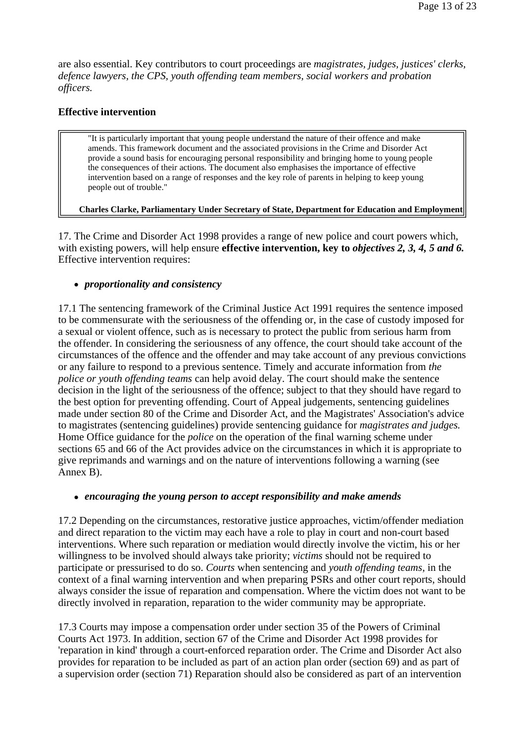are also essential. Key contributors to court proceedings are *magistrates, judges, justices' clerks, defence lawyers, the CPS, youth offending team members, social workers and probation officers.*

### Effective intervention

> "It is particularly important that young people understand the nature of their offence and make amends. This framework document and the associated provisions in the Crime and Disorder Act provide a sound basis for encouraging personal responsibility and bringing home to young people the consequences of their actions. The document also emphasises the importance of effective intervention based on a range of responses and the key role of parents in helping to keep young people out of trouble."
>
> **Charles Clarke, Parliamentary Under Secretary of State, Department for Education and Employment**

17. The Crime and Disorder Act 1998 provides a range of new police and court powers which, with existing powers, will help ensure **effective intervention, key to** ***objectives 2, 3, 4, 5 and 6.*** Effective intervention requires:

- ***proportionality and consistency***

17.1 The sentencing framework of the Criminal Justice Act 1991 requires the sentence imposed to be commensurate with the seriousness of the offending or, in the case of custody imposed for a sexual or violent offence, such as is necessary to protect the public from serious harm from the offender. In considering the seriousness of any offence, the court should take account of the circumstances of the offence and the offender and may take account of any previous convictions or any failure to respond to a previous sentence. Timely and accurate information from *the police or youth offending teams* can help avoid delay. The court should make the sentence decision in the light of the seriousness of the offence; subject to that they should have regard to the best option for preventing offending. Court of Appeal judgements, sentencing guidelines made under section 80 of the Crime and Disorder Act, and the Magistrates' Association's advice to magistrates (sentencing guidelines) provide sentencing guidance for *magistrates and judges.* Home Office guidance for the *police* on the operation of the final warning scheme under sections 65 and 66 of the Act provides advice on the circumstances in which it is appropriate to give reprimands and warnings and on the nature of interventions following a warning (see Annex B).

- ***encouraging the young person to accept responsibility and make amends***

17.2 Depending on the circumstances, restorative justice approaches, victim/offender mediation and direct reparation to the victim may each have a role to play in court and non-court based interventions. Where such reparation or mediation would directly involve the victim, his or her willingness to be involved should always take priority; *victims* should not be required to participate or pressurised to do so. *Courts* when sentencing and *youth offending teams*, in the context of a final warning intervention and when preparing PSRs and other court reports, should always consider the issue of reparation and compensation. Where the victim does not want to be directly involved in reparation, reparation to the wider community may be appropriate.

17.3 Courts may impose a compensation order under section 35 of the Powers of Criminal Courts Act 1973. In addition, section 67 of the Crime and Disorder Act 1998 provides for 'reparation in kind' through a court-enforced reparation order. The Crime and Disorder Act also provides for reparation to be included as part of an action plan order (section 69) and as part of a supervision order (section 71) Reparation should also be considered as part of an intervention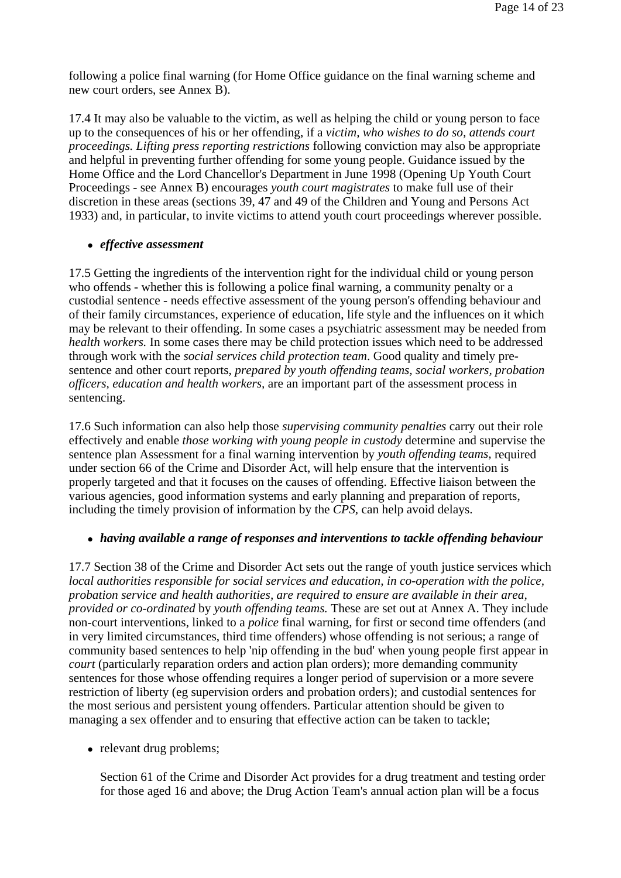following a police final warning (for Home Office guidance on the final warning scheme and new court orders, see Annex B).

17.4 It may also be valuable to the victim, as well as helping the child or young person to face up to the consequences of his or her offending, if a *victim, who wishes to do so, attends court proceedings. Lifting press reporting restrictions* following conviction may also be appropriate and helpful in preventing further offending for some young people. Guidance issued by the Home Office and the Lord Chancellor's Department in June 1998 (Opening Up Youth Court Proceedings - see Annex B) encourages *youth court magistrates* to make full use of their discretion in these areas (sections 39, 47 and 49 of the Children and Young and Persons Act 1933) and, in particular, to invite victims to attend youth court proceedings wherever possible.

- ***effective assessment***

17.5 Getting the ingredients of the intervention right for the individual child or young person who offends - whether this is following a police final warning, a community penalty or a custodial sentence - needs effective assessment of the young person's offending behaviour and of their family circumstances, experience of education, life style and the influences on it which may be relevant to their offending. In some cases a psychiatric assessment may be needed from *health workers.* In some cases there may be child protection issues which need to be addressed through work with the *social services child protection team*. Good quality and timely pre-sentence and other court reports, *prepared by youth offending teams, social workers, probation officers, education and health workers,* are an important part of the assessment process in sentencing.

17.6 Such information can also help those *supervising community penalties* carry out their role effectively and enable *those working with young people in custody* determine and supervise the sentence plan Assessment for a final warning intervention by *youth offending teams,* required under section 66 of the Crime and Disorder Act, will help ensure that the intervention is properly targeted and that it focuses on the causes of offending. Effective liaison between the various agencies, good information systems and early planning and preparation of reports, including the timely provision of information by the *CPS*, can help avoid delays.

- ***having available a range of responses and interventions to tackle offending behaviour***

17.7 Section 38 of the Crime and Disorder Act sets out the range of youth justice services which *local authorities responsible for social services and education, in co-operation with the police, probation service and health authorities, are required to ensure are available in their area, provided or co-ordinated* by *youth offending teams.* These are set out at Annex A. They include non-court interventions, linked to a *police* final warning, for first or second time offenders (and in very limited circumstances, third time offenders) whose offending is not serious; a range of community based sentences to help 'nip offending in the bud' when young people first appear in *court* (particularly reparation orders and action plan orders); more demanding community sentences for those whose offending requires a longer period of supervision or a more severe restriction of liberty (eg supervision orders and probation orders); and custodial sentences for the most serious and persistent young offenders. Particular attention should be given to managing a sex offender and to ensuring that effective action can be taken to tackle;

- relevant drug problems;

  Section 61 of the Crime and Disorder Act provides for a drug treatment and testing order for those aged 16 and above; the Drug Action Team's annual action plan will be a focus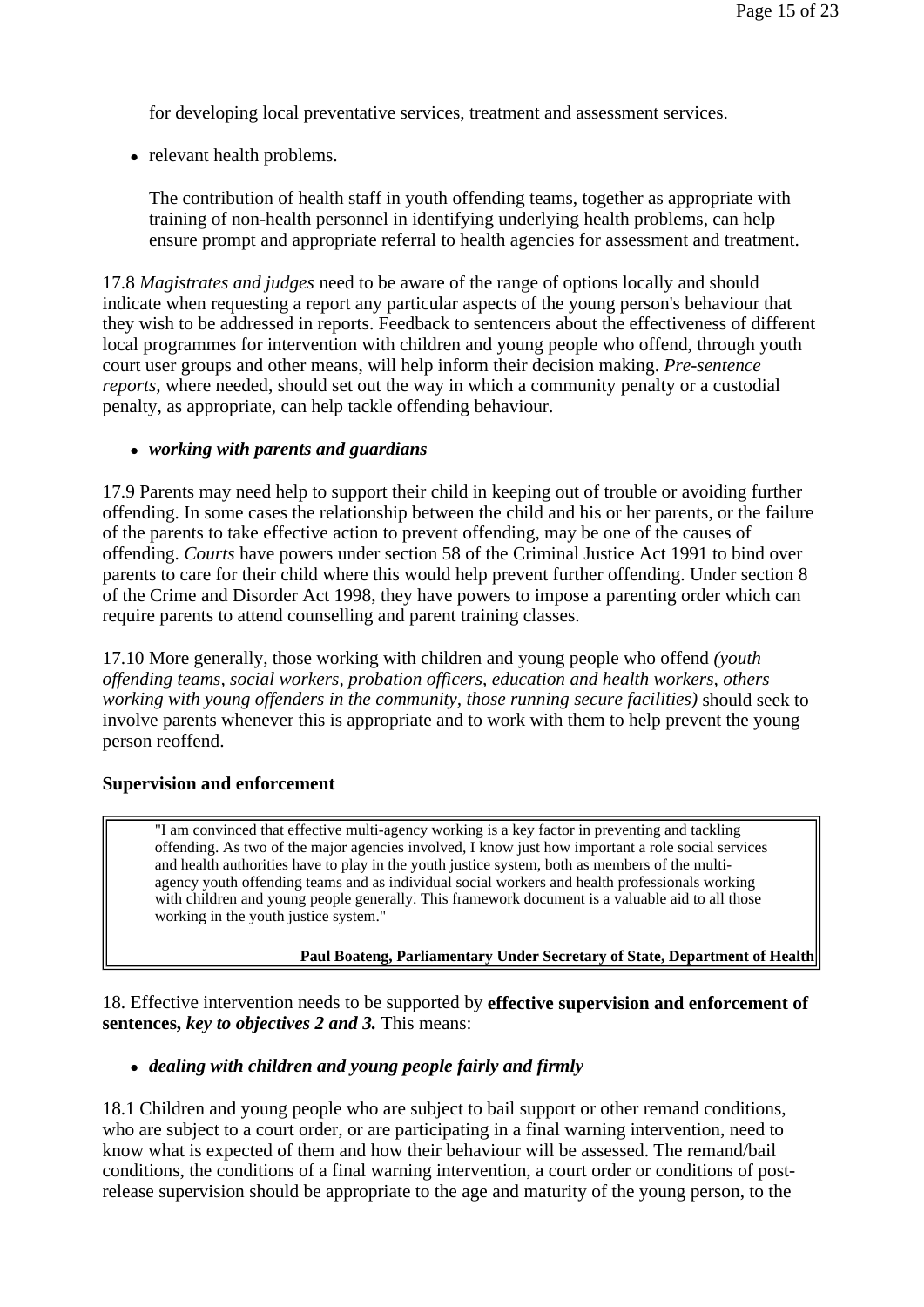for developing local preventative services, treatment and assessment services.

- relevant health problems.

  The contribution of health staff in youth offending teams, together as appropriate with training of non-health personnel in identifying underlying health problems, can help ensure prompt and appropriate referral to health agencies for assessment and treatment.

17.8 *Magistrates and judges* need to be aware of the range of options locally and should indicate when requesting a report any particular aspects of the young person's behaviour that they wish to be addressed in reports. Feedback to sentencers about the effectiveness of different local programmes for intervention with children and young people who offend, through youth court user groups and other means, will help inform their decision making. *Pre-sentence reports*, where needed, should set out the way in which a community penalty or a custodial penalty, as appropriate, can help tackle offending behaviour.

- ***working with parents and guardians***

17.9 Parents may need help to support their child in keeping out of trouble or avoiding further offending. In some cases the relationship between the child and his or her parents, or the failure of the parents to take effective action to prevent offending, may be one of the causes of offending. *Courts* have powers under section 58 of the Criminal Justice Act 1991 to bind over parents to care for their child where this would help prevent further offending. Under section 8 of the Crime and Disorder Act 1998, they have powers to impose a parenting order which can require parents to attend counselling and parent training classes.

17.10 More generally, those working with children and young people who offend *(youth offending teams, social workers, probation officers, education and health workers, others working with young offenders in the community, those running secure facilities)* should seek to involve parents whenever this is appropriate and to work with them to help prevent the young person reoffend.

**Supervision and enforcement**

> "I am convinced that effective multi-agency working is a key factor in preventing and tackling offending. As two of the major agencies involved, I know just how important a role social services and health authorities have to play in the youth justice system, both as members of the multi-agency youth offending teams and as individual social workers and health professionals working with children and young people generally. This framework document is a valuable aid to all those working in the youth justice system."
>
> **Paul Boateng, Parliamentary Under Secretary of State, Department of Health**

18. Effective intervention needs to be supported by **effective supervision and enforcement of sentences,** ***key to objectives 2 and 3.*** This means:

- ***dealing with children and young people fairly and firmly***

18.1 Children and young people who are subject to bail support or other remand conditions, who are subject to a court order, or are participating in a final warning intervention, need to know what is expected of them and how their behaviour will be assessed. The remand/bail conditions, the conditions of a final warning intervention, a court order or conditions of post-release supervision should be appropriate to the age and maturity of the young person, to the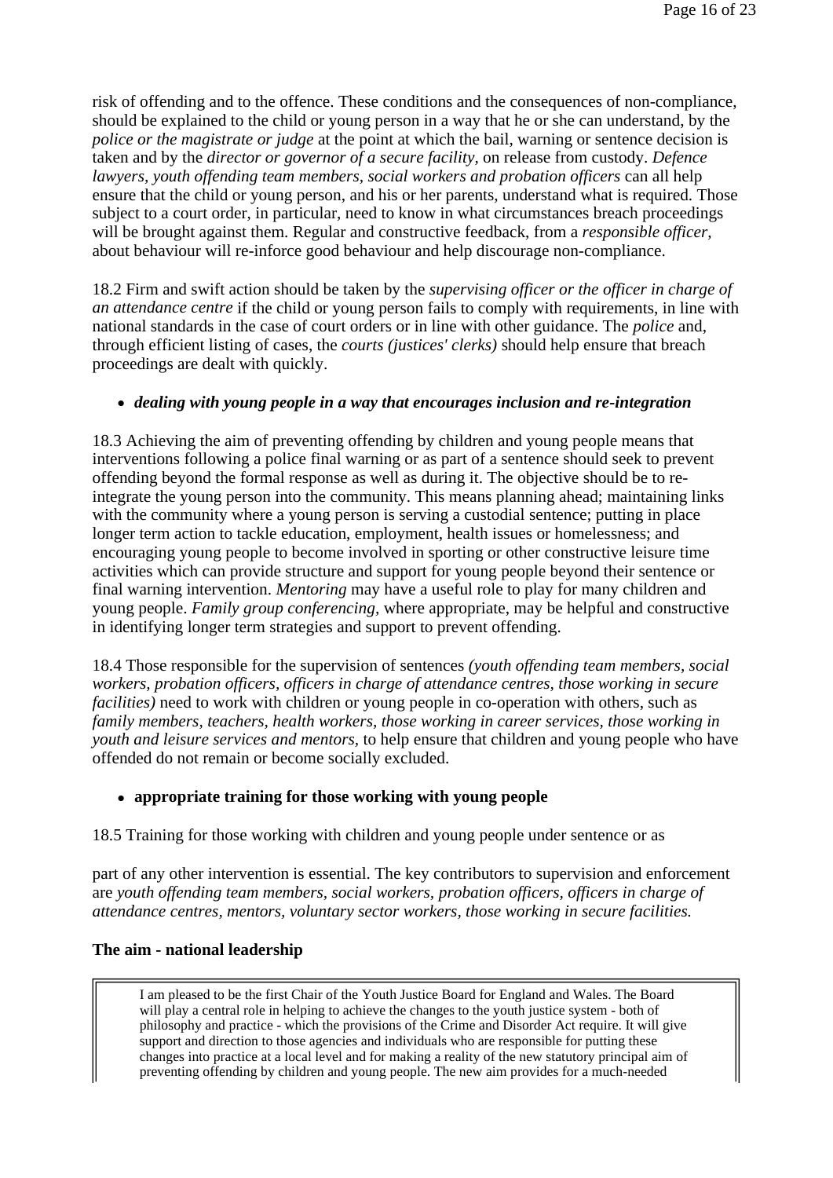risk of offending and to the offence. These conditions and the consequences of non-compliance, should be explained to the child or young person in a way that he or she can understand, by the *police or the magistrate or judge* at the point at which the bail, warning or sentence decision is taken and by the *director or governor of a secure facility*, on release from custody. *Defence lawyers, youth offending team members, social workers and probation officers* can all help ensure that the child or young person, and his or her parents, understand what is required. Those subject to a court order, in particular, need to know in what circumstances breach proceedings will be brought against them. Regular and constructive feedback, from a *responsible officer,* about behaviour will re-inforce good behaviour and help discourage non-compliance.

18.2 Firm and swift action should be taken by the *supervising officer or the officer in charge of an attendance centre* if the child or young person fails to comply with requirements, in line with national standards in the case of court orders or in line with other guidance. The *police* and, through efficient listing of cases, the *courts (justices' clerks)* should help ensure that breach proceedings are dealt with quickly.

- ***dealing with young people in a way that encourages inclusion and re-integration***

18.3 Achieving the aim of preventing offending by children and young people means that interventions following a police final warning or as part of a sentence should seek to prevent offending beyond the formal response as well as during it. The objective should be to re-integrate the young person into the community. This means planning ahead; maintaining links with the community where a young person is serving a custodial sentence; putting in place longer term action to tackle education, employment, health issues or homelessness; and encouraging young people to become involved in sporting or other constructive leisure time activities which can provide structure and support for young people beyond their sentence or final warning intervention. *Mentoring* may have a useful role to play for many children and young people. *Family group conferencing,* where appropriate, may be helpful and constructive in identifying longer term strategies and support to prevent offending.

18.4 Those responsible for the supervision of sentences *(youth offending team members, social workers, probation officers, officers in charge of attendance centres, those working in secure facilities)* need to work with children or young people in co-operation with others, such as *family members, teachers, health workers, those working in career services, those working in youth and leisure services and mentors*, to help ensure that children and young people who have offended do not remain or become socially excluded.

- **appropriate training for those working with young people**

18.5 Training for those working with children and young people under sentence or as part of any other intervention is essential. The key contributors to supervision and enforcement are *youth offending team members, social workers, probation officers, officers in charge of attendance centres, mentors, voluntary sector workers, those working in secure facilities.*

**The aim - national leadership**

> I am pleased to be the first Chair of the Youth Justice Board for England and Wales. The Board will play a central role in helping to achieve the changes to the youth justice system - both of philosophy and practice - which the provisions of the Crime and Disorder Act require. It will give support and direction to those agencies and individuals who are responsible for putting these changes into practice at a local level and for making a reality of the new statutory principal aim of preventing offending by children and young people. The new aim provides for a much-needed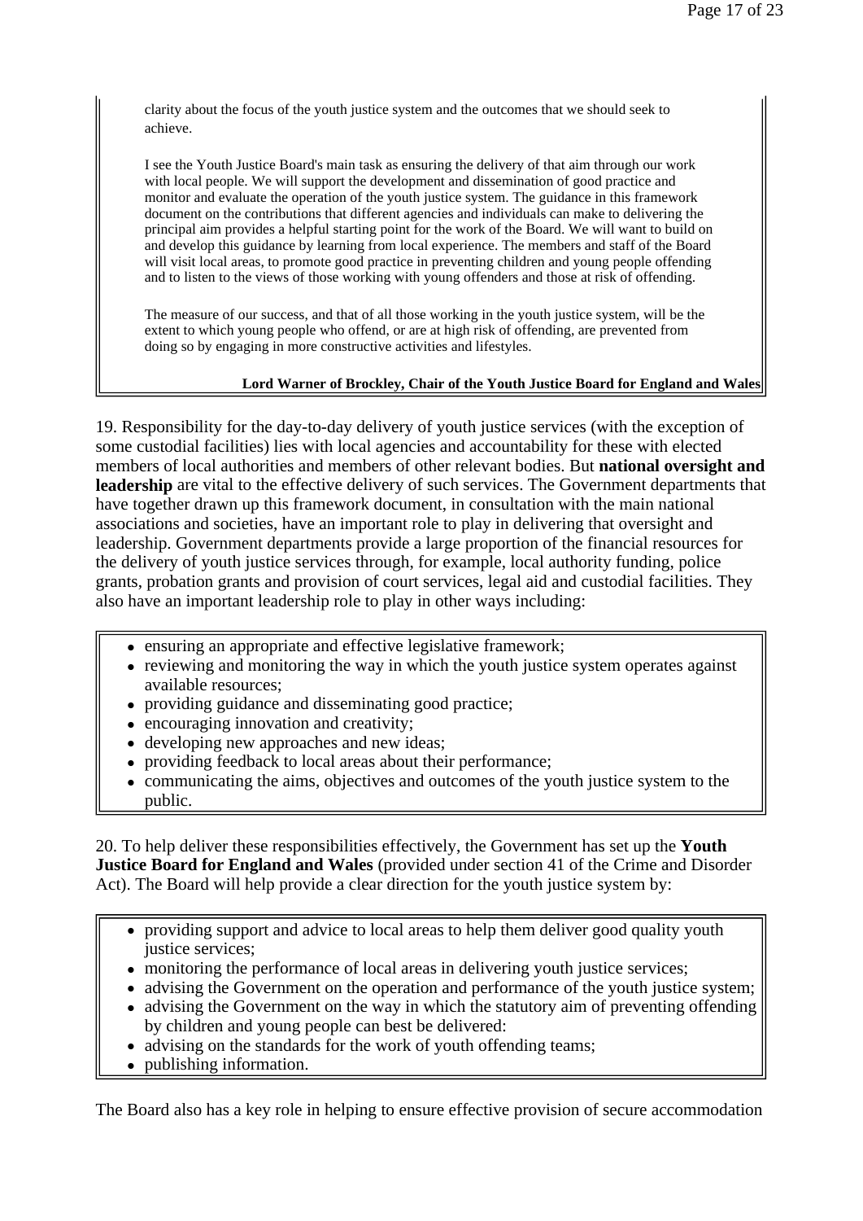clarity about the focus of the youth justice system and the outcomes that we should seek to achieve.

I see the Youth Justice Board's main task as ensuring the delivery of that aim through our work with local people. We will support the development and dissemination of good practice and monitor and evaluate the operation of the youth justice system. The guidance in this framework document on the contributions that different agencies and individuals can make to delivering the principal aim provides a helpful starting point for the work of the Board. We will want to build on and develop this guidance by learning from local experience. The members and staff of the Board will visit local areas, to promote good practice in preventing children and young people offending and to listen to the views of those working with young offenders and those at risk of offending.

The measure of our success, and that of all those working in the youth justice system, will be the extent to which young people who offend, or are at high risk of offending, are prevented from doing so by engaging in more constructive activities and lifestyles.

**Lord Warner of Brockley, Chair of the Youth Justice Board for England and Wales**

19. Responsibility for the day-to-day delivery of youth justice services (with the exception of some custodial facilities) lies with local agencies and accountability for these with elected members of local authorities and members of other relevant bodies. But **national oversight and leadership** are vital to the effective delivery of such services. The Government departments that have together drawn up this framework document, in consultation with the main national associations and societies, have an important role to play in delivering that oversight and leadership. Government departments provide a large proportion of the financial resources for the delivery of youth justice services through, for example, local authority funding, police grants, probation grants and provision of court services, legal aid and custodial facilities. They also have an important leadership role to play in other ways including:

- ensuring an appropriate and effective legislative framework;
- reviewing and monitoring the way in which the youth justice system operates against available resources;
- providing guidance and disseminating good practice;
- encouraging innovation and creativity;
- developing new approaches and new ideas;
- providing feedback to local areas about their performance;
- communicating the aims, objectives and outcomes of the youth justice system to the public.

20. To help deliver these responsibilities effectively, the Government has set up the **Youth Justice Board for England and Wales** (provided under section 41 of the Crime and Disorder Act). The Board will help provide a clear direction for the youth justice system by:

- providing support and advice to local areas to help them deliver good quality youth justice services;
- monitoring the performance of local areas in delivering youth justice services;
- advising the Government on the operation and performance of the youth justice system;
- advising the Government on the way in which the statutory aim of preventing offending by children and young people can best be delivered:
- advising on the standards for the work of youth offending teams;
- publishing information.

The Board also has a key role in helping to ensure effective provision of secure accommodation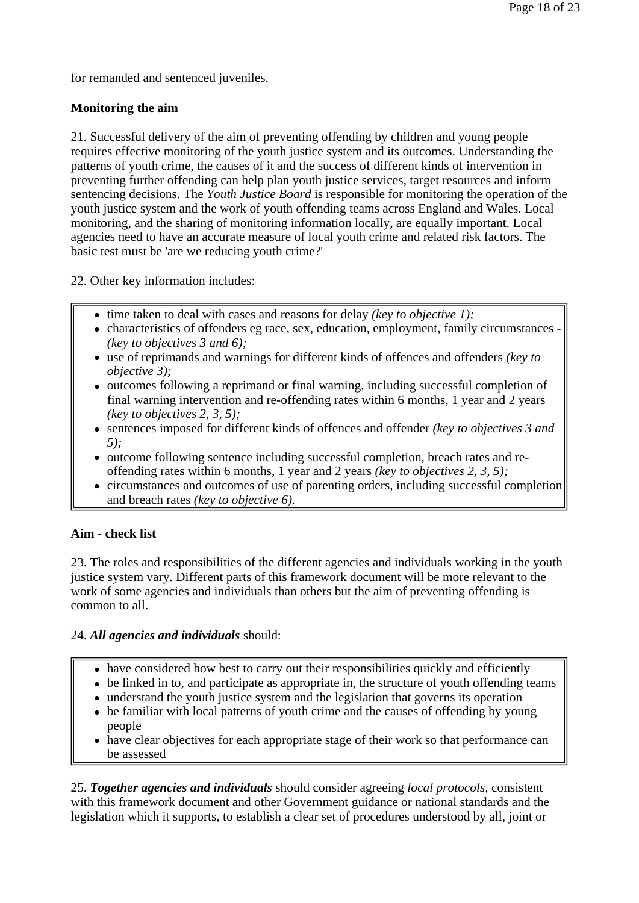for remanded and sentenced juveniles.

**Monitoring the aim**

21. Successful delivery of the aim of preventing offending by children and young people requires effective monitoring of the youth justice system and its outcomes. Understanding the patterns of youth crime, the causes of it and the success of different kinds of intervention in preventing further offending can help plan youth justice services, target resources and inform sentencing decisions. The *Youth Justice Board* is responsible for monitoring the operation of the youth justice system and the work of youth offending teams across England and Wales. Local monitoring, and the sharing of monitoring information locally, are equally important. Local agencies need to have an accurate measure of local youth crime and related risk factors. The basic test must be 'are we reducing youth crime?'

22. Other key information includes:

- time taken to deal with cases and reasons for delay *(key to objective 1);*
- characteristics of offenders eg race, sex, education, employment, family circumstances - *(key to objectives 3 and 6);*
- use of reprimands and warnings for different kinds of offences and offenders *(key to objective 3);*
- outcomes following a reprimand or final warning, including successful completion of final warning intervention and re-offending rates within 6 months, 1 year and 2 years *(key to objectives 2, 3, 5);*
- sentences imposed for different kinds of offences and offender *(key to objectives 3 and 5);*
- outcome following sentence including successful completion, breach rates and re-offending rates within 6 months, 1 year and 2 years *(key to objectives 2, 3, 5);*
- circumstances and outcomes of use of parenting orders, including successful completion and breach rates *(key to objective 6).*

**Aim - check list**

23. The roles and responsibilities of the different agencies and individuals working in the youth justice system vary. Different parts of this framework document will be more relevant to the work of some agencies and individuals than others but the aim of preventing offending is common to all.

24. ***All agencies and individuals*** should:

- have considered how best to carry out their responsibilities quickly and efficiently
- be linked in to, and participate as appropriate in, the structure of youth offending teams
- understand the youth justice system and the legislation that governs its operation
- be familiar with local patterns of youth crime and the causes of offending by young people
- have clear objectives for each appropriate stage of their work so that performance can be assessed

25. ***Together agencies and individuals*** should consider agreeing *local protocols,* consistent with this framework document and other Government guidance or national standards and the legislation which it supports, to establish a clear set of procedures understood by all, joint or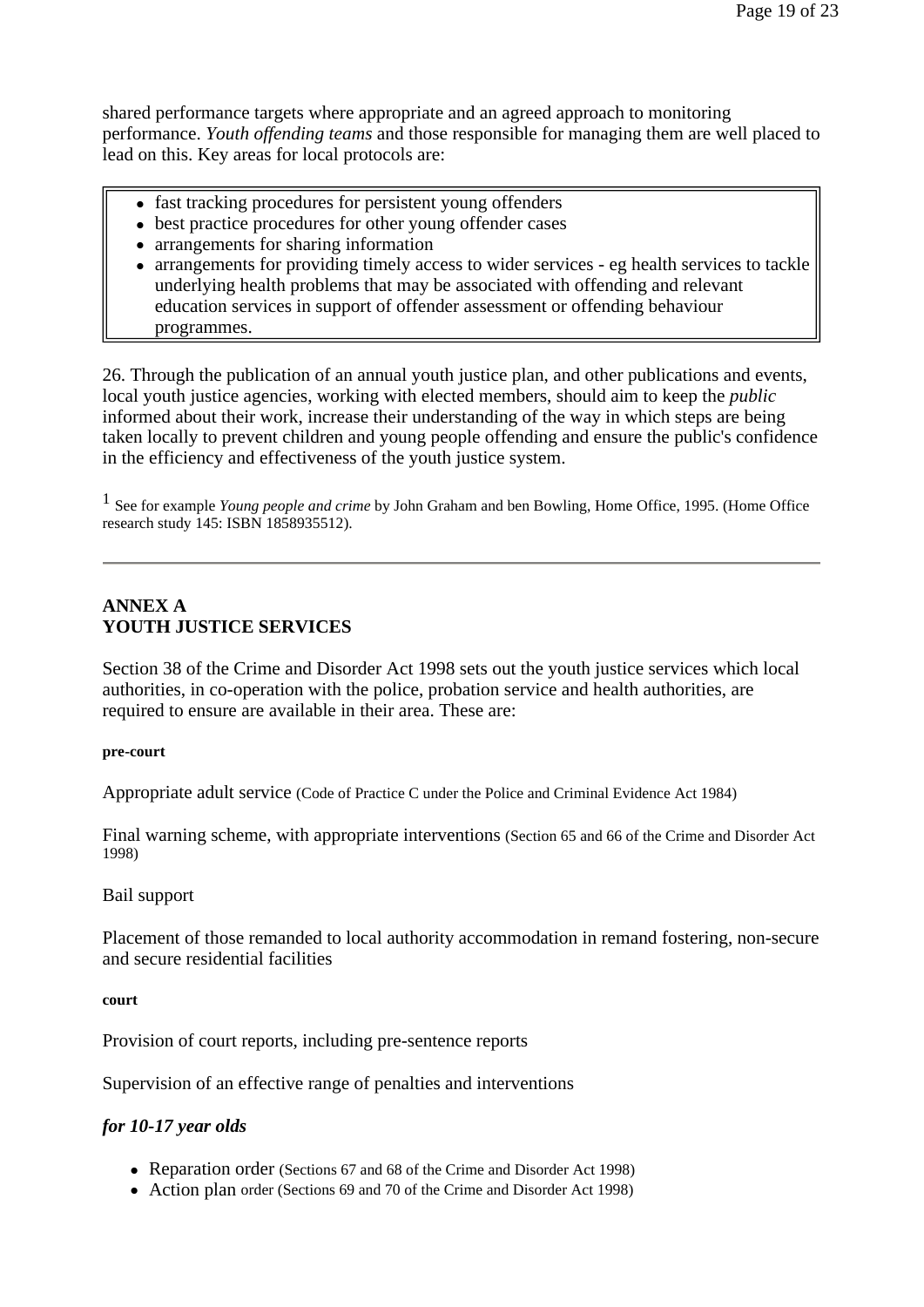shared performance targets where appropriate and an agreed approach to monitoring performance. *Youth offending teams* and those responsible for managing them are well placed to lead on this. Key areas for local protocols are:

- fast tracking procedures for persistent young offenders
- best practice procedures for other young offender cases
- arrangements for sharing information
- arrangements for providing timely access to wider services - eg health services to tackle underlying health problems that may be associated with offending and relevant education services in support of offender assessment or offending behaviour programmes.

26. Through the publication of an annual youth justice plan, and other publications and events, local youth justice agencies, working with elected members, should aim to keep the *public* informed about their work, increase their understanding of the way in which steps are being taken locally to prevent children and young people offending and ensure the public's confidence in the efficiency and effectiveness of the youth justice system.

[1] See for example *Young people and crime* by John Graham and ben Bowling, Home Office, 1995. (Home Office research study 145: ISBN 1858935512).

---

## ANNEX A
## YOUTH JUSTICE SERVICES

Section 38 of the Crime and Disorder Act 1998 sets out the youth justice services which local authorities, in co-operation with the police, probation service and health authorities, are required to ensure are available in their area. These are:

**pre-court**

Appropriate adult service (Code of Practice C under the Police and Criminal Evidence Act 1984)

Final warning scheme, with appropriate interventions (Section 65 and 66 of the Crime and Disorder Act 1998)

Bail support

Placement of those remanded to local authority accommodation in remand fostering, non-secure and secure residential facilities

**court**

Provision of court reports, including pre-sentence reports

Supervision of an effective range of penalties and interventions

***for 10-17 year olds***

- Reparation order (Sections 67 and 68 of the Crime and Disorder Act 1998)
- Action plan order (Sections 69 and 70 of the Crime and Disorder Act 1998)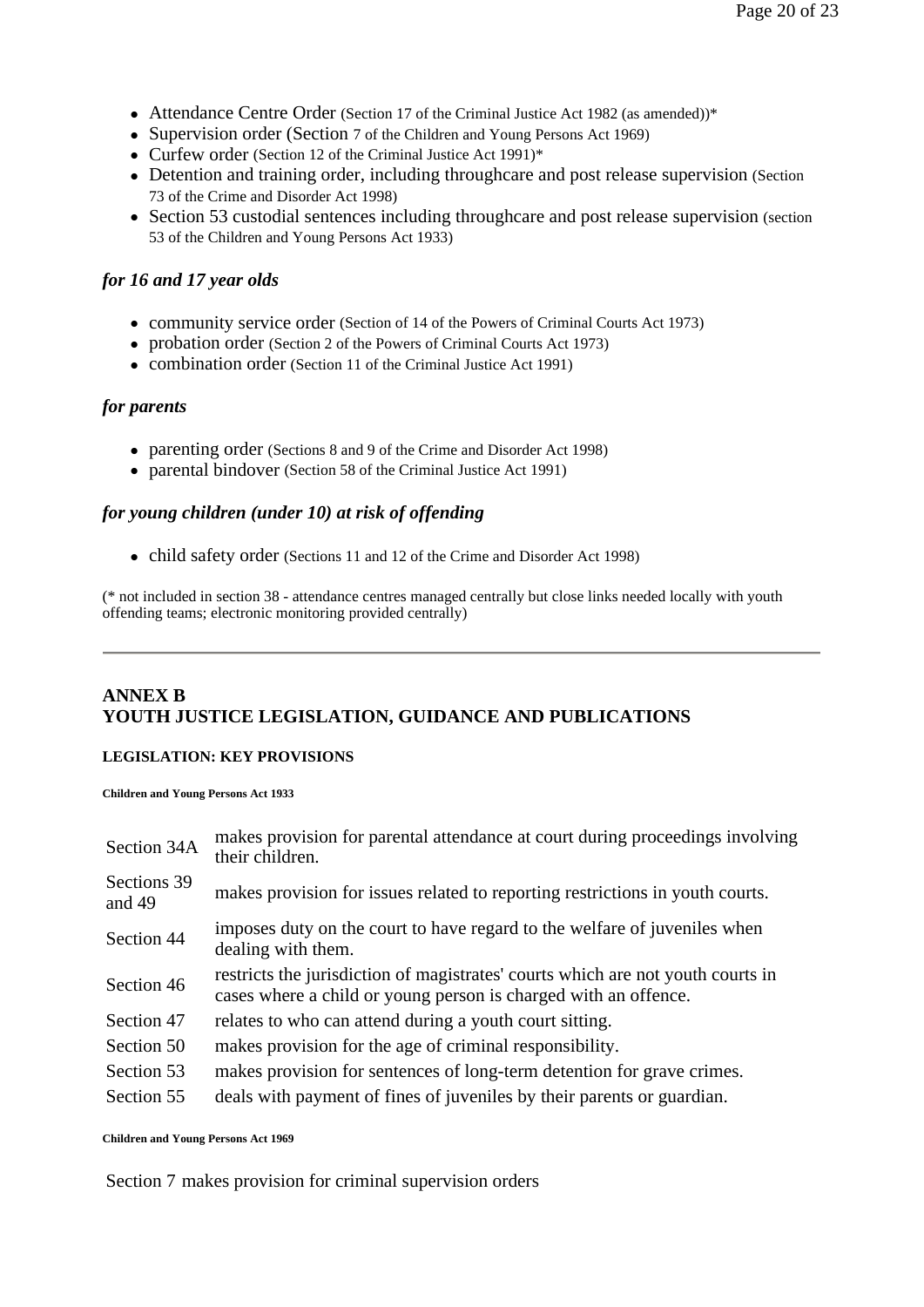- Attendance Centre Order (Section 17 of the Criminal Justice Act 1982 (as amended))*
- Supervision order (Section 7 of the Children and Young Persons Act 1969)
- Curfew order (Section 12 of the Criminal Justice Act 1991)*
- Detention and training order, including throughcare and post release supervision (Section 73 of the Crime and Disorder Act 1998)
- Section 53 custodial sentences including throughcare and post release supervision (section 53 of the Children and Young Persons Act 1933)

### *for 16 and 17 year olds*

- community service order (Section of 14 of the Powers of Criminal Courts Act 1973)
- probation order (Section 2 of the Powers of Criminal Courts Act 1973)
- combination order (Section 11 of the Criminal Justice Act 1991)

### *for parents*

- parenting order (Sections 8 and 9 of the Crime and Disorder Act 1998)
- parental bindover (Section 58 of the Criminal Justice Act 1991)

### *for young children (under 10) at risk of offending*

- child safety order (Sections 11 and 12 of the Crime and Disorder Act 1998)

(* not included in section 38 - attendance centres managed centrally but close links needed locally with youth offending teams; electronic monitoring provided centrally)

---

## ANNEX B
## YOUTH JUSTICE LEGISLATION, GUIDANCE AND PUBLICATIONS

#### LEGISLATION: KEY PROVISIONS

**Children and Young Persons Act 1933**

| | |
|---|---|
| Section 34A | makes provision for parental attendance at court during proceedings involving their children. |
| Sections 39 and 49 | makes provision for issues related to reporting restrictions in youth courts. |
| Section 44 | imposes duty on the court to have regard to the welfare of juveniles when dealing with them. |
| Section 46 | restricts the jurisdiction of magistrates' courts which are not youth courts in cases where a child or young person is charged with an offence. |
| Section 47 | relates to who can attend during a youth court sitting. |
| Section 50 | makes provision for the age of criminal responsibility. |
| Section 53 | makes provision for sentences of long-term detention for grave crimes. |
| Section 55 | deals with payment of fines of juveniles by their parents or guardian. |

**Children and Young Persons Act 1969**

| | |
|---|---|
| Section 7 | makes provision for criminal supervision orders |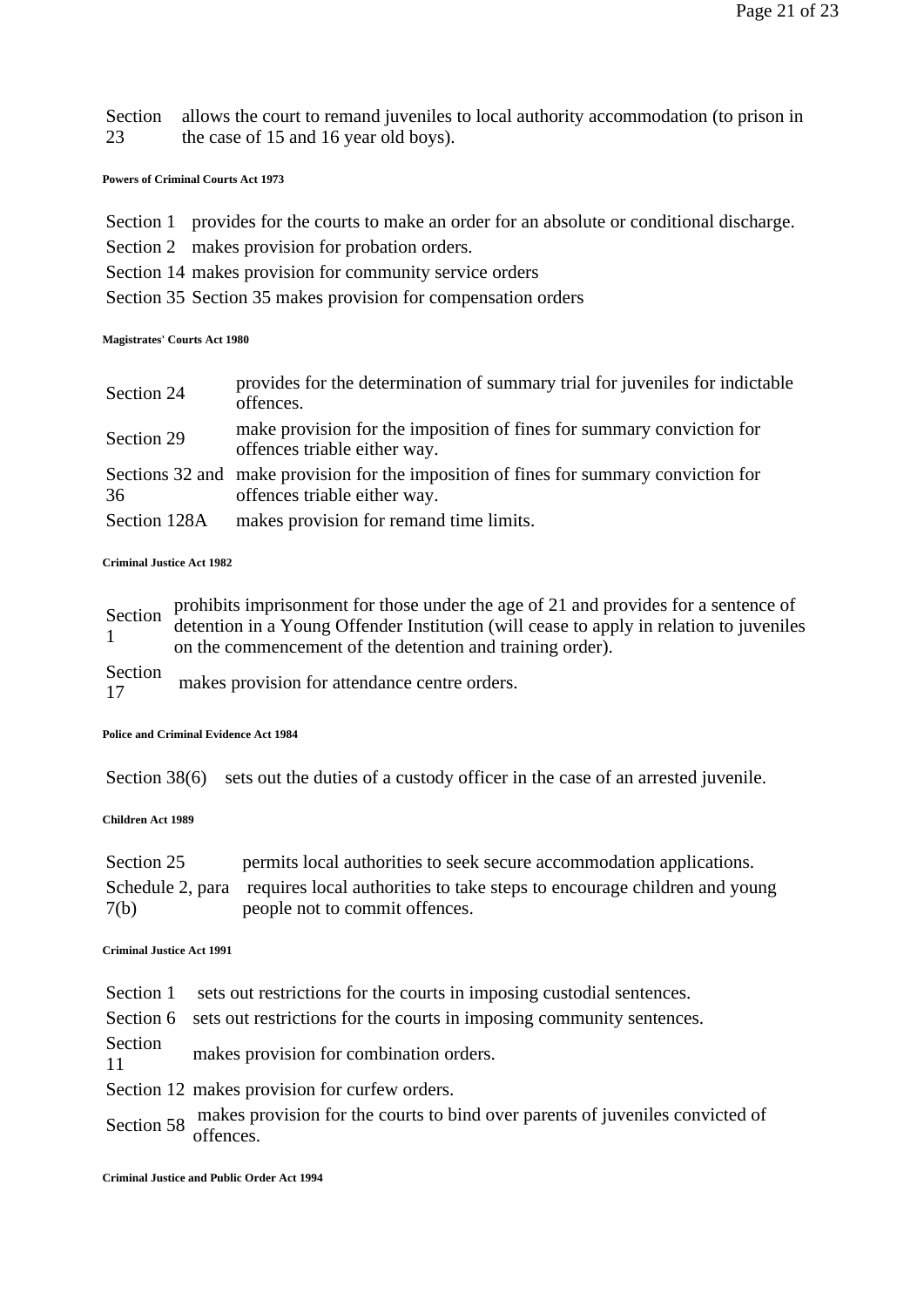| | |
|---|---|
| Section 23 | allows the court to remand juveniles to local authority accommodation (to prison in the case of 15 and 16 year old boys). |

**Powers of Criminal Courts Act 1973**

| | |
|---|---|
| Section 1 | provides for the courts to make an order for an absolute or conditional discharge. |
| Section 2 | makes provision for probation orders. |
| Section 14 | makes provision for community service orders |
| Section 35 | Section 35 makes provision for compensation orders |

**Magistrates' Courts Act 1980**

| | |
|---|---|
| Section 24 | provides for the determination of summary trial for juveniles for indictable offences. |
| Section 29 | make provision for the imposition of fines for summary conviction for offences triable either way. |
| Sections 32 and 36 | make provision for the imposition of fines for summary conviction for offences triable either way. |
| Section 128A | makes provision for remand time limits. |

**Criminal Justice Act 1982**

| | |
|---|---|
| Section 1 | prohibits imprisonment for those under the age of 21 and provides for a sentence of detention in a Young Offender Institution (will cease to apply in relation to juveniles on the commencement of the detention and training order). |
| Section 17 | makes provision for attendance centre orders. |

**Police and Criminal Evidence Act 1984**

| | |
|---|---|
| Section 38(6) | sets out the duties of a custody officer in the case of an arrested juvenile. |

**Children Act 1989**

| | |
|---|---|
| Section 25 | permits local authorities to seek secure accommodation applications. |
| Schedule 2, para 7(b) | requires local authorities to take steps to encourage children and young people not to commit offences. |

**Criminal Justice Act 1991**

| | |
|---|---|
| Section 1 | sets out restrictions for the courts in imposing custodial sentences. |
| Section 6 | sets out restrictions for the courts in imposing community sentences. |
| Section 11 | makes provision for combination orders. |
| Section 12 | makes provision for curfew orders. |
| Section 58 | makes provision for the courts to bind over parents of juveniles convicted of offences. |

**Criminal Justice and Public Order Act 1994**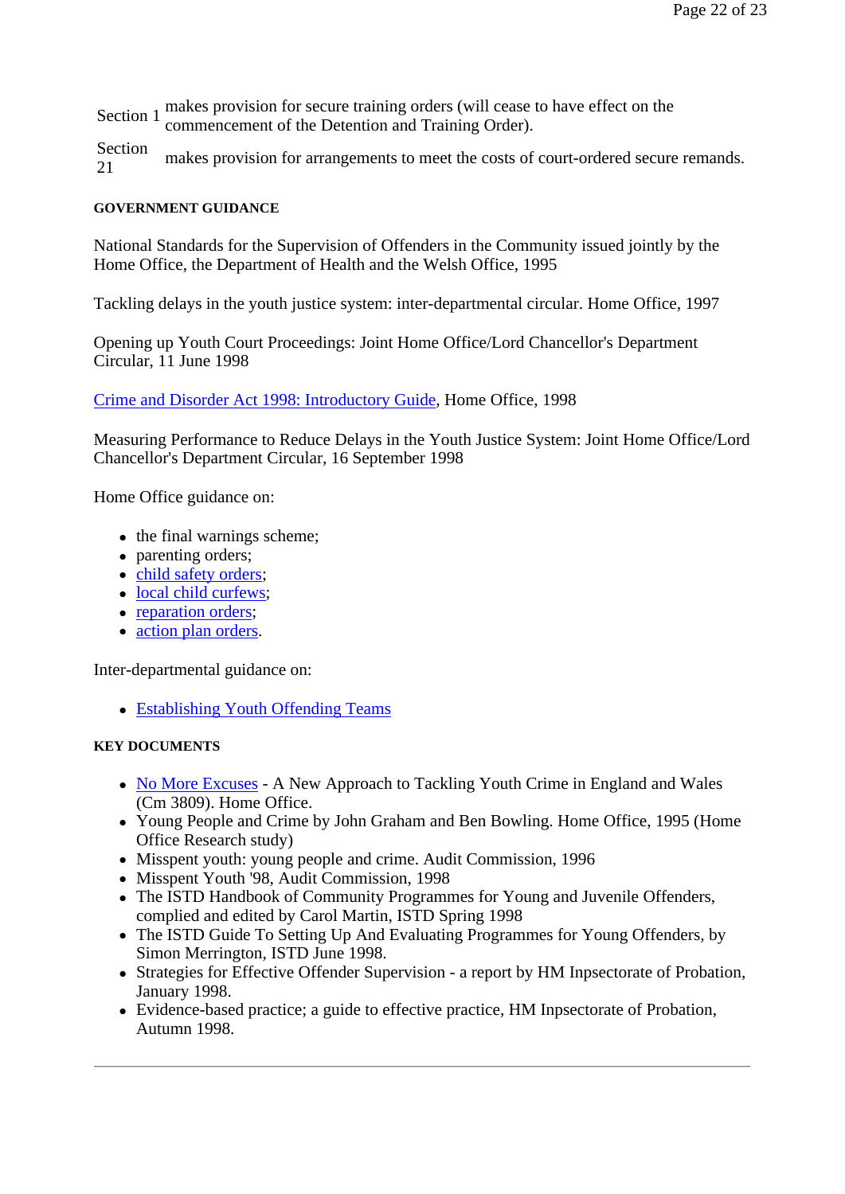| | |
|---|---|
| Section 1 | makes provision for secure training orders (will cease to have effect on the commencement of the Detention and Training Order). |
| Section 21 | makes provision for arrangements to meet the costs of court-ordered secure remands. |

#### GOVERNMENT GUIDANCE

National Standards for the Supervision of Offenders in the Community issued jointly by the Home Office, the Department of Health and the Welsh Office, 1995

Tackling delays in the youth justice system: inter-departmental circular. Home Office, 1997

Opening up Youth Court Proceedings: Joint Home Office/Lord Chancellor's Department Circular, 11 June 1998

Crime and Disorder Act 1998: Introductory Guide, Home Office, 1998

Measuring Performance to Reduce Delays in the Youth Justice System: Joint Home Office/Lord Chancellor's Department Circular, 16 September 1998

Home Office guidance on:

- the final warnings scheme;
- parenting orders;
- child safety orders;
- local child curfews;
- reparation orders;
- action plan orders.

Inter-departmental guidance on:

- Establishing Youth Offending Teams

#### KEY DOCUMENTS

- No More Excuses - A New Approach to Tackling Youth Crime in England and Wales (Cm 3809). Home Office.
- Young People and Crime by John Graham and Ben Bowling. Home Office, 1995 (Home Office Research study)
- Misspent youth: young people and crime. Audit Commission, 1996
- Misspent Youth '98, Audit Commission, 1998
- The ISTD Handbook of Community Programmes for Young and Juvenile Offenders, complied and edited by Carol Martin, ISTD Spring 1998
- The ISTD Guide To Setting Up And Evaluating Programmes for Young Offenders, by Simon Merrington, ISTD June 1998.
- Strategies for Effective Offender Supervision - a report by HM Inpsectorate of Probation, January 1998.
- Evidence-based practice; a guide to effective practice, HM Inpsectorate of Probation, Autumn 1998.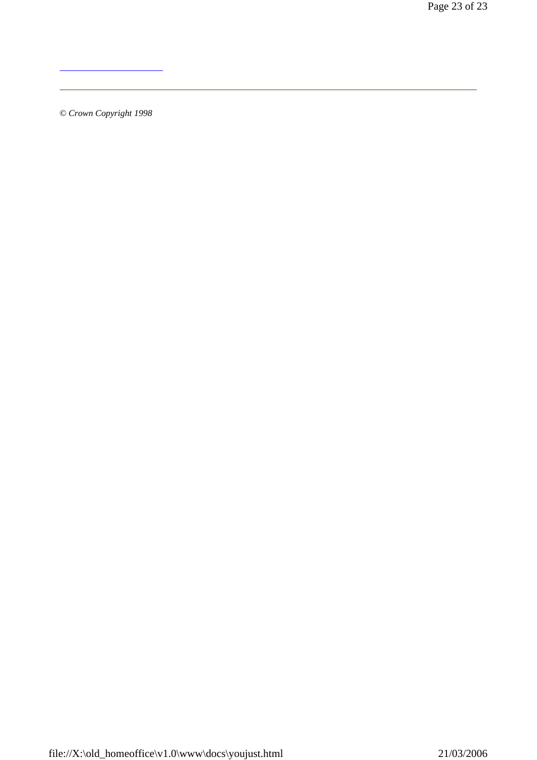---

*© Crown Copyright 1998*